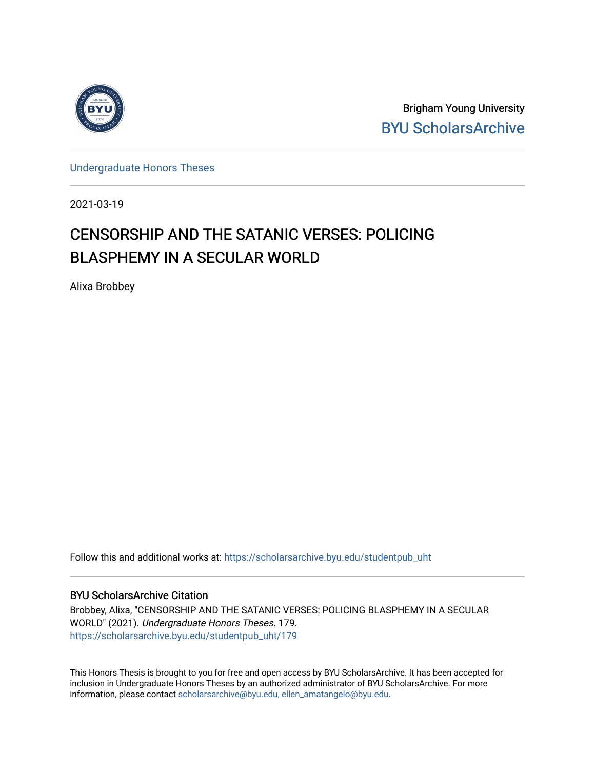Brigham Young University

BYU ScholarsArchive

Undergraduate Honors Theses

2021-03-19

# CENSORSHIP AND THE SATANIC VERSES: POLICING BLASPHEMY IN A SECULAR WORLD

Alixa Brobbey

Follow this and additional works at: https://scholarsarchive.byu.edu/studentpub_uht

## BYU ScholarsArchive Citation

Brobbey, Alixa, "CENSORSHIP AND THE SATANIC VERSES: POLICING BLASPHEMY IN A SECULAR WORLD" (2021). *Undergraduate Honors Theses*. 179.
https://scholarsarchive.byu.edu/studentpub_uht/179

This Honors Thesis is brought to you for free and open access by BYU ScholarsArchive. It has been accepted for inclusion in Undergraduate Honors Theses by an authorized administrator of BYU ScholarsArchive. For more information, please contact scholarsarchive@byu.edu, ellen_amatangelo@byu.edu.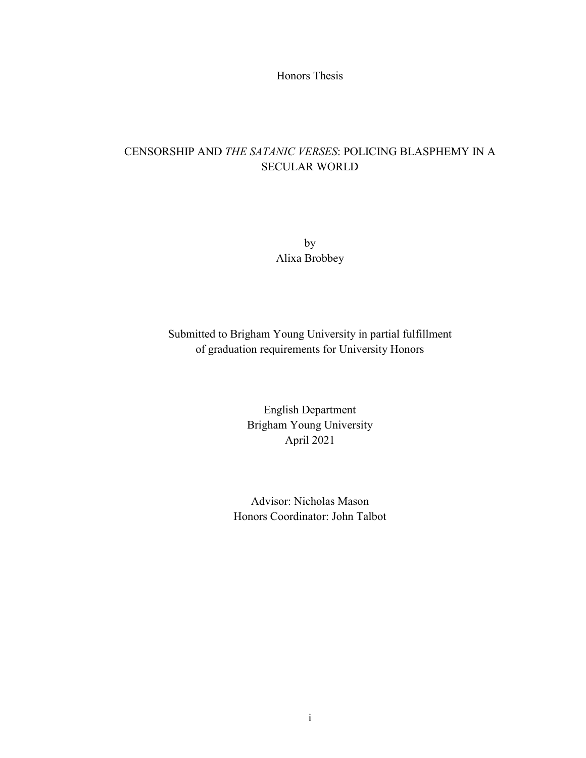Honors Thesis

# CENSORSHIP AND *THE SATANIC VERSES*: POLICING BLASPHEMY IN A SECULAR WORLD

by
Alixa Brobbey

Submitted to Brigham Young University in partial fulfillment of graduation requirements for University Honors

English Department
Brigham Young University
April 2021

Advisor: Nicholas Mason
Honors Coordinator: John Talbot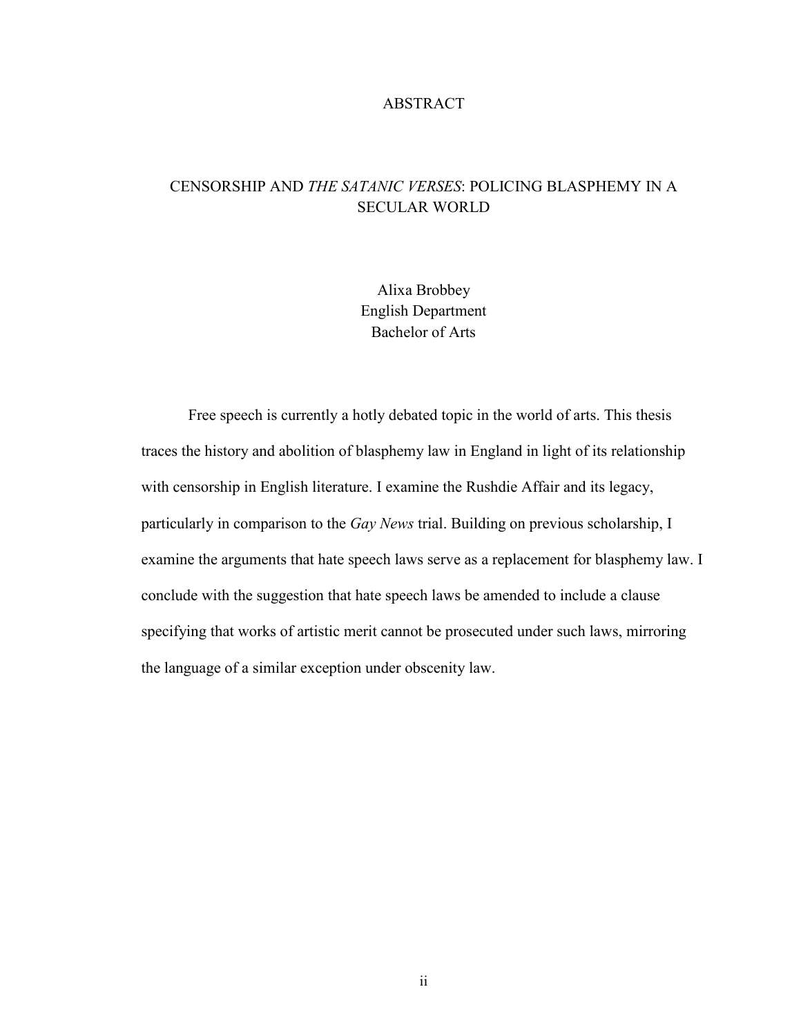# ABSTRACT

## CENSORSHIP AND *THE SATANIC VERSES*: POLICING BLASPHEMY IN A SECULAR WORLD

Alixa Brobbey
English Department
Bachelor of Arts

Free speech is currently a hotly debated topic in the world of arts. This thesis traces the history and abolition of blasphemy law in England in light of its relationship with censorship in English literature. I examine the Rushdie Affair and its legacy, particularly in comparison to the *Gay News* trial. Building on previous scholarship, I examine the arguments that hate speech laws serve as a replacement for blasphemy law. I conclude with the suggestion that hate speech laws be amended to include a clause specifying that works of artistic merit cannot be prosecuted under such laws, mirroring the language of a similar exception under obscenity law.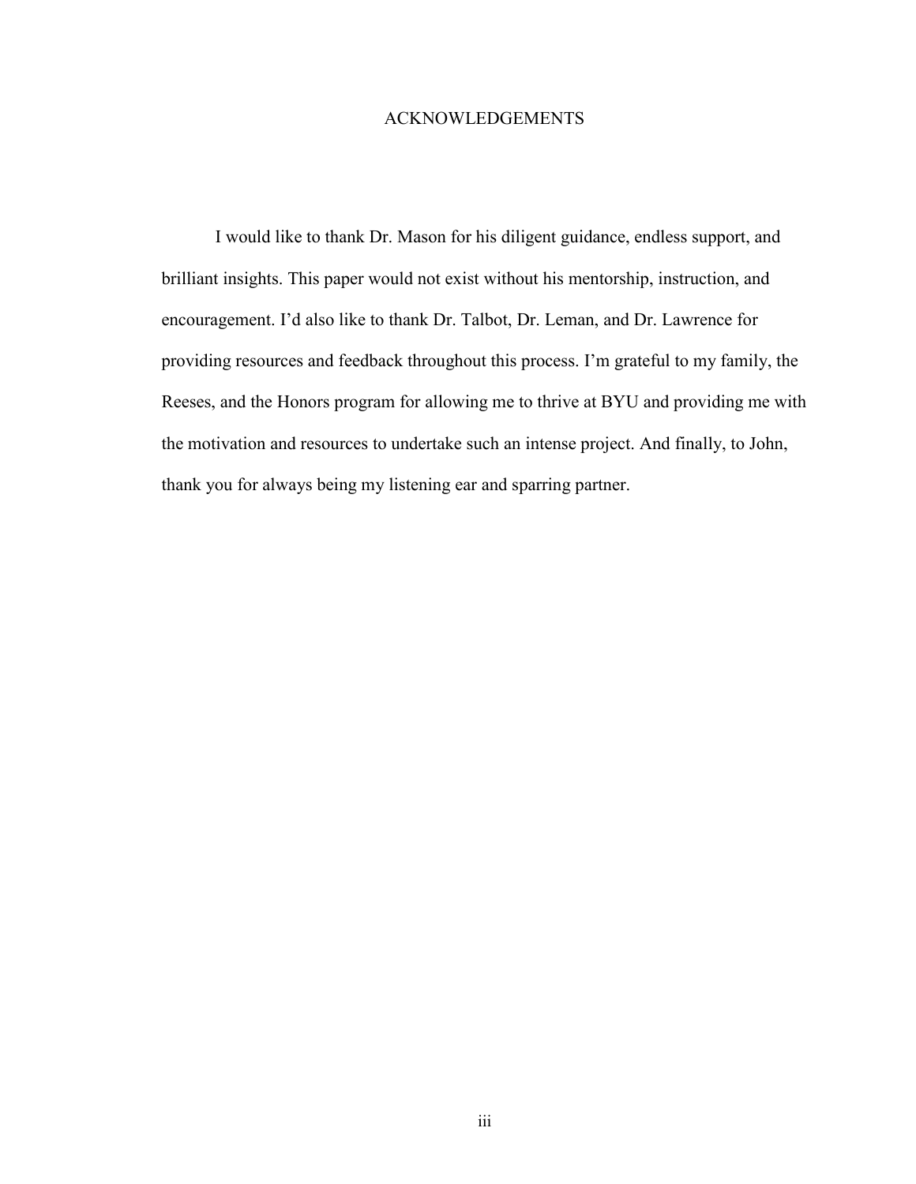# ACKNOWLEDGEMENTS

I would like to thank Dr. Mason for his diligent guidance, endless support, and brilliant insights. This paper would not exist without his mentorship, instruction, and encouragement. I'd also like to thank Dr. Talbot, Dr. Leman, and Dr. Lawrence for providing resources and feedback throughout this process. I'm grateful to my family, the Reeses, and the Honors program for allowing me to thrive at BYU and providing me with the motivation and resources to undertake such an intense project. And finally, to John, thank you for always being my listening ear and sparring partner.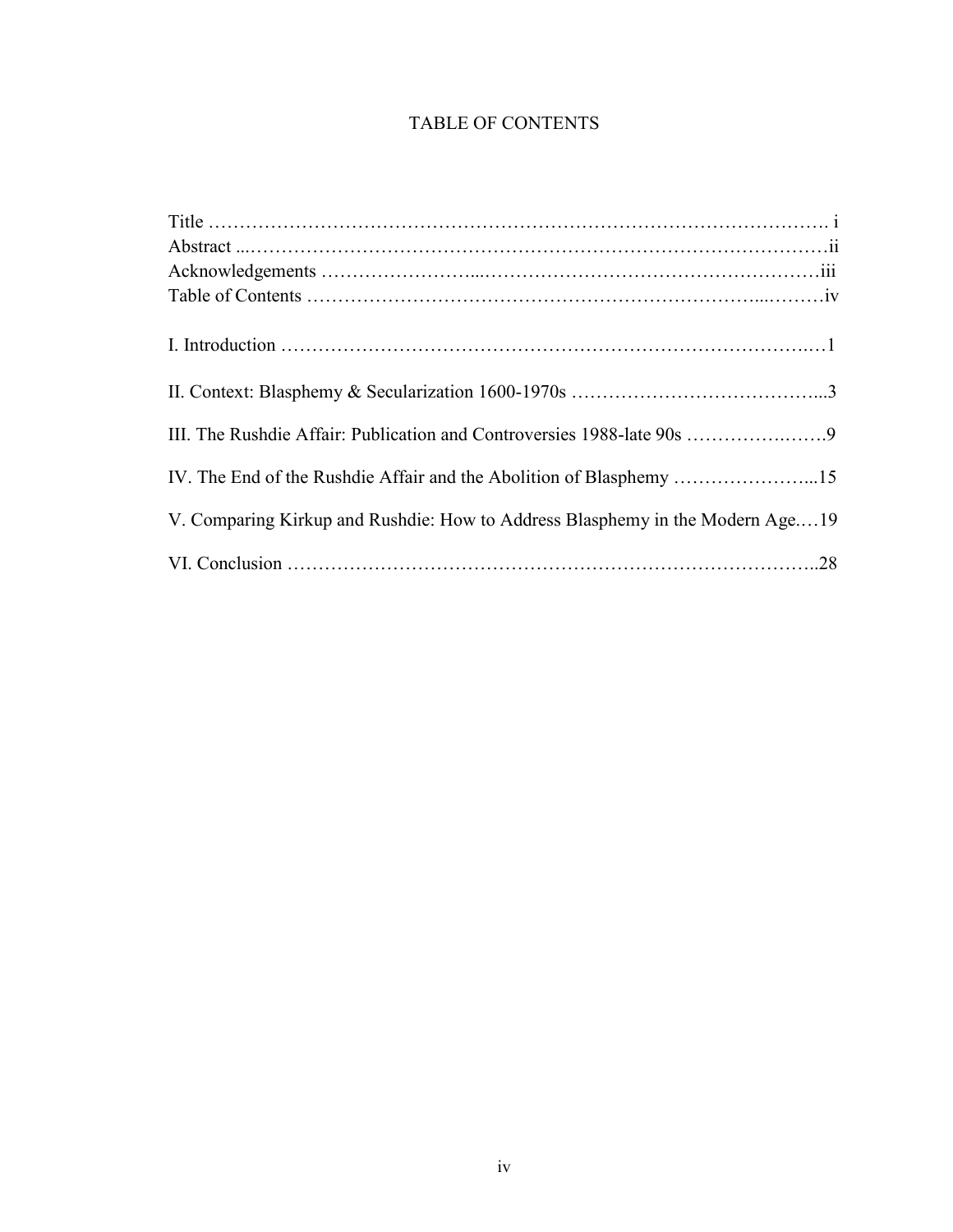# TABLE OF CONTENTS

Title ………………………………………………………………………………………. i
Abstract ...……………………………………………………………………………….ii
Acknowledgements …………………...………………………………………………iii
Table of Contents ……………………………………………………………...………iv

I. Introduction ……………………………………………………………………….…1

II. Context: Blasphemy & Secularization 1600-1970s …………………………………...3

III. The Rushdie Affair: Publication and Controversies 1988-late 90s ……………..…….9

IV. The End of the Rushdie Affair and the Abolition of Blasphemy …………………...15

V. Comparing Kirkup and Rushdie: How to Address Blasphemy in the Modern Age.…19

VI. Conclusion ………………………………………………………………………..28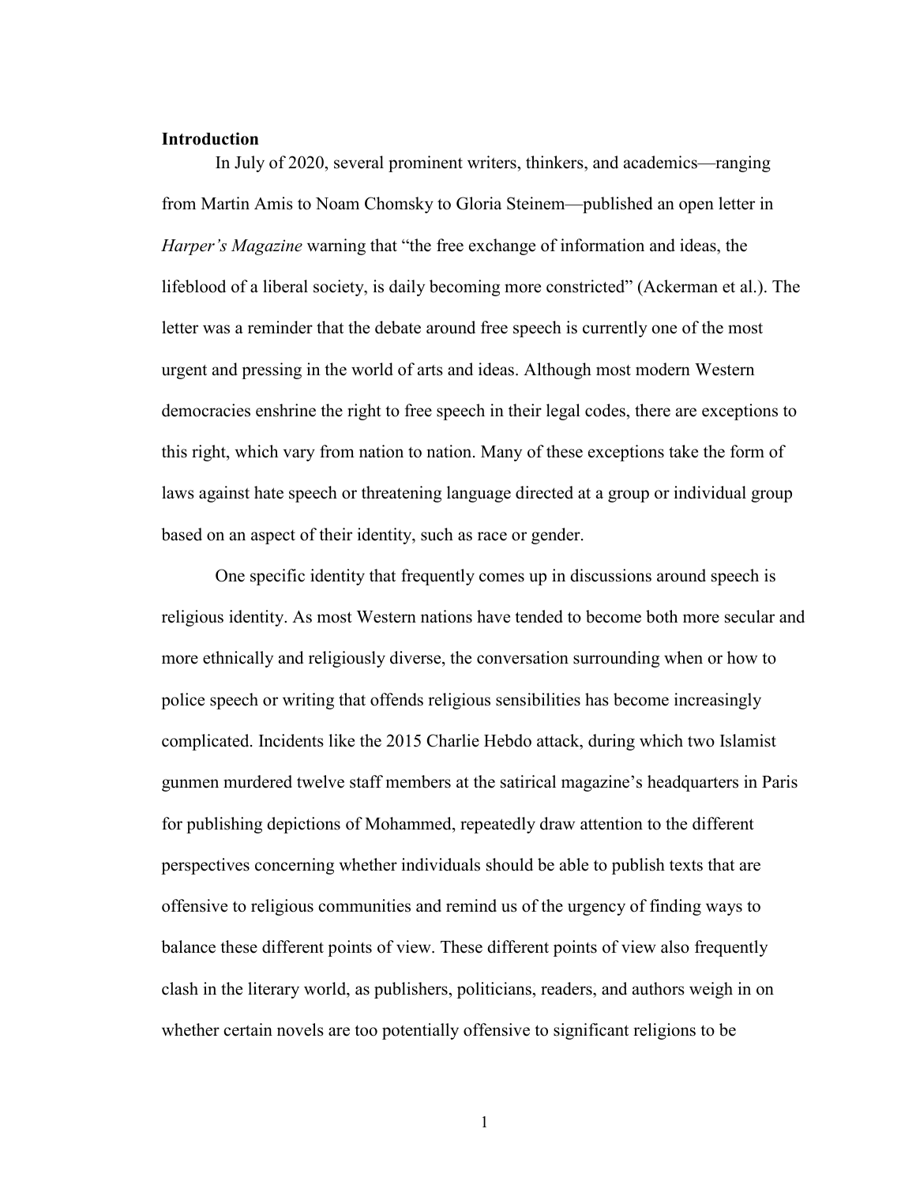## Introduction

In July of 2020, several prominent writers, thinkers, and academics—ranging from Martin Amis to Noam Chomsky to Gloria Steinem—published an open letter in *Harper's Magazine* warning that "the free exchange of information and ideas, the lifeblood of a liberal society, is daily becoming more constricted" (Ackerman et al.). The letter was a reminder that the debate around free speech is currently one of the most urgent and pressing in the world of arts and ideas. Although most modern Western democracies enshrine the right to free speech in their legal codes, there are exceptions to this right, which vary from nation to nation. Many of these exceptions take the form of laws against hate speech or threatening language directed at a group or individual group based on an aspect of their identity, such as race or gender.

One specific identity that frequently comes up in discussions around speech is religious identity. As most Western nations have tended to become both more secular and more ethnically and religiously diverse, the conversation surrounding when or how to police speech or writing that offends religious sensibilities has become increasingly complicated. Incidents like the 2015 Charlie Hebdo attack, during which two Islamist gunmen murdered twelve staff members at the satirical magazine's headquarters in Paris for publishing depictions of Mohammed, repeatedly draw attention to the different perspectives concerning whether individuals should be able to publish texts that are offensive to religious communities and remind us of the urgency of finding ways to balance these different points of view. These different points of view also frequently clash in the literary world, as publishers, politicians, readers, and authors weigh in on whether certain novels are too potentially offensive to significant religions to be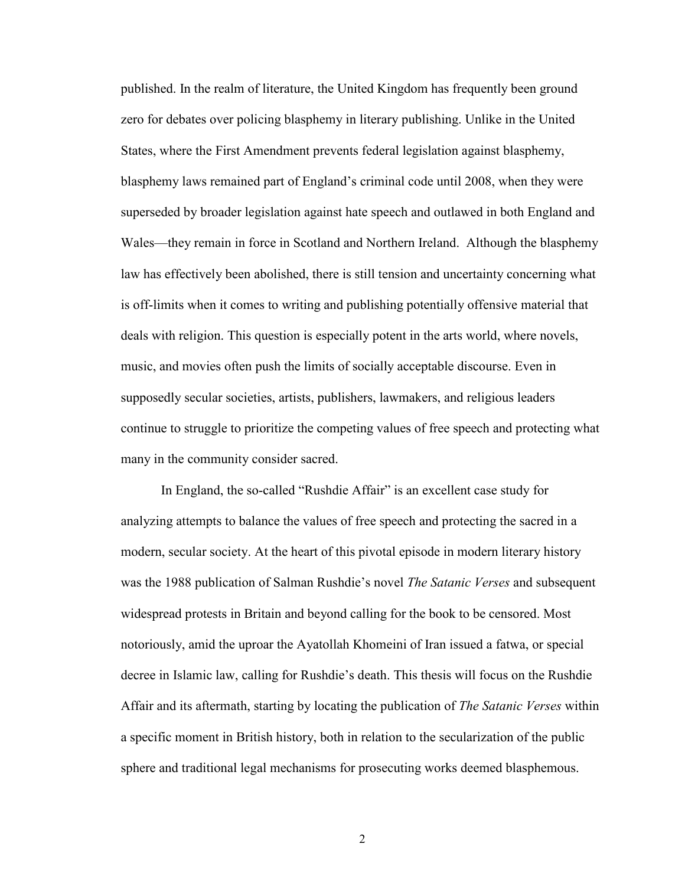published. In the realm of literature, the United Kingdom has frequently been ground zero for debates over policing blasphemy in literary publishing. Unlike in the United States, where the First Amendment prevents federal legislation against blasphemy, blasphemy laws remained part of England's criminal code until 2008, when they were superseded by broader legislation against hate speech and outlawed in both England and Wales—they remain in force in Scotland and Northern Ireland. Although the blasphemy law has effectively been abolished, there is still tension and uncertainty concerning what is off-limits when it comes to writing and publishing potentially offensive material that deals with religion. This question is especially potent in the arts world, where novels, music, and movies often push the limits of socially acceptable discourse. Even in supposedly secular societies, artists, publishers, lawmakers, and religious leaders continue to struggle to prioritize the competing values of free speech and protecting what many in the community consider sacred.

In England, the so-called "Rushdie Affair" is an excellent case study for analyzing attempts to balance the values of free speech and protecting the sacred in a modern, secular society. At the heart of this pivotal episode in modern literary history was the 1988 publication of Salman Rushdie's novel *The Satanic Verses* and subsequent widespread protests in Britain and beyond calling for the book to be censored. Most notoriously, amid the uproar the Ayatollah Khomeini of Iran issued a fatwa, or special decree in Islamic law, calling for Rushdie's death. This thesis will focus on the Rushdie Affair and its aftermath, starting by locating the publication of *The Satanic Verses* within a specific moment in British history, both in relation to the secularization of the public sphere and traditional legal mechanisms for prosecuting works deemed blasphemous.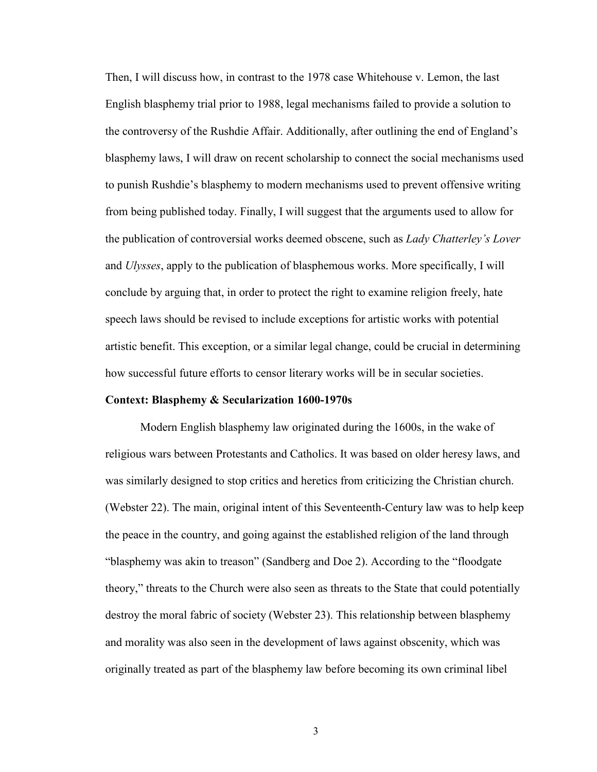Then, I will discuss how, in contrast to the 1978 case Whitehouse v. Lemon, the last English blasphemy trial prior to 1988, legal mechanisms failed to provide a solution to the controversy of the Rushdie Affair. Additionally, after outlining the end of England's blasphemy laws, I will draw on recent scholarship to connect the social mechanisms used to punish Rushdie's blasphemy to modern mechanisms used to prevent offensive writing from being published today. Finally, I will suggest that the arguments used to allow for the publication of controversial works deemed obscene, such as *Lady Chatterley's Lover* and *Ulysses*, apply to the publication of blasphemous works. More specifically, I will conclude by arguing that, in order to protect the right to examine religion freely, hate speech laws should be revised to include exceptions for artistic works with potential artistic benefit. This exception, or a similar legal change, could be crucial in determining how successful future efforts to censor literary works will be in secular societies.

**Context: Blasphemy & Secularization 1600-1970s**

Modern English blasphemy law originated during the 1600s, in the wake of religious wars between Protestants and Catholics. It was based on older heresy laws, and was similarly designed to stop critics and heretics from criticizing the Christian church. (Webster 22). The main, original intent of this Seventeenth-Century law was to help keep the peace in the country, and going against the established religion of the land through "blasphemy was akin to treason" (Sandberg and Doe 2). According to the "floodgate theory," threats to the Church were also seen as threats to the State that could potentially destroy the moral fabric of society (Webster 23). This relationship between blasphemy and morality was also seen in the development of laws against obscenity, which was originally treated as part of the blasphemy law before becoming its own criminal libel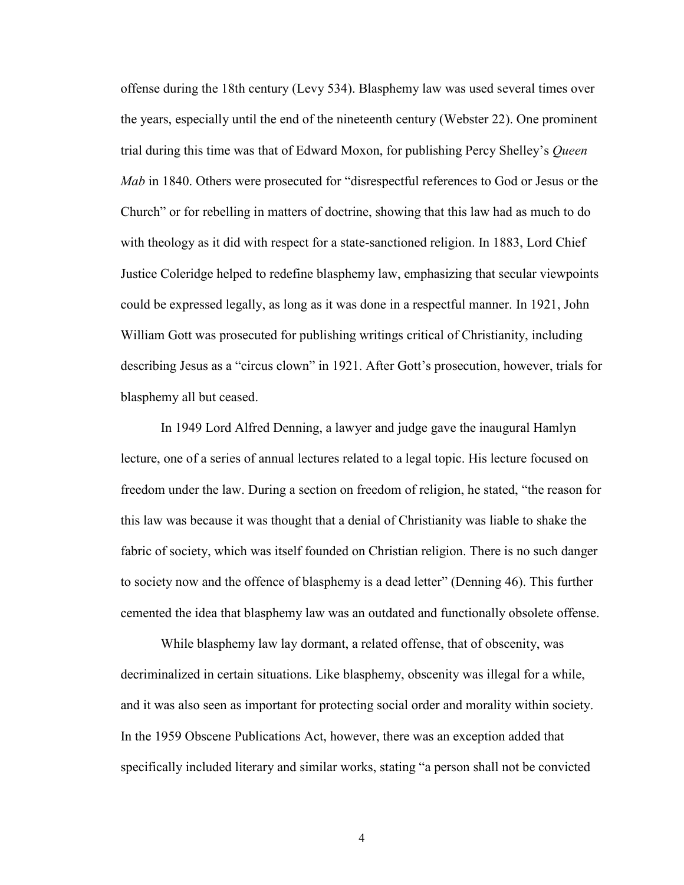offense during the 18th century (Levy 534). Blasphemy law was used several times over the years, especially until the end of the nineteenth century (Webster 22). One prominent trial during this time was that of Edward Moxon, for publishing Percy Shelley's *Queen Mab* in 1840. Others were prosecuted for "disrespectful references to God or Jesus or the Church" or for rebelling in matters of doctrine, showing that this law had as much to do with theology as it did with respect for a state-sanctioned religion. In 1883, Lord Chief Justice Coleridge helped to redefine blasphemy law, emphasizing that secular viewpoints could be expressed legally, as long as it was done in a respectful manner. In 1921, John William Gott was prosecuted for publishing writings critical of Christianity, including describing Jesus as a "circus clown" in 1921. After Gott's prosecution, however, trials for blasphemy all but ceased.

In 1949 Lord Alfred Denning, a lawyer and judge gave the inaugural Hamlyn lecture, one of a series of annual lectures related to a legal topic. His lecture focused on freedom under the law. During a section on freedom of religion, he stated, "the reason for this law was because it was thought that a denial of Christianity was liable to shake the fabric of society, which was itself founded on Christian religion. There is no such danger to society now and the offence of blasphemy is a dead letter" (Denning 46). This further cemented the idea that blasphemy law was an outdated and functionally obsolete offense.

While blasphemy law lay dormant, a related offense, that of obscenity, was decriminalized in certain situations. Like blasphemy, obscenity was illegal for a while, and it was also seen as important for protecting social order and morality within society. In the 1959 Obscene Publications Act, however, there was an exception added that specifically included literary and similar works, stating "a person shall not be convicted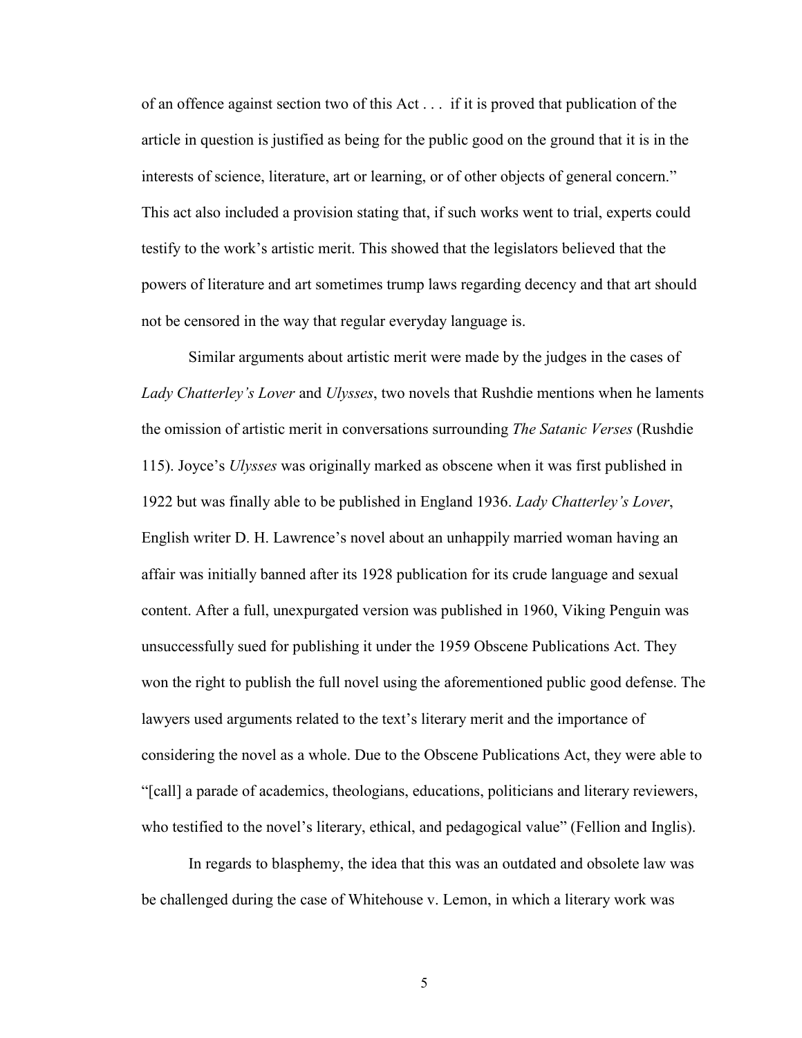of an offence against section two of this Act . . . if it is proved that publication of the article in question is justified as being for the public good on the ground that it is in the interests of science, literature, art or learning, or of other objects of general concern." This act also included a provision stating that, if such works went to trial, experts could testify to the work's artistic merit. This showed that the legislators believed that the powers of literature and art sometimes trump laws regarding decency and that art should not be censored in the way that regular everyday language is.

Similar arguments about artistic merit were made by the judges in the cases of *Lady Chatterley's Lover* and *Ulysses*, two novels that Rushdie mentions when he laments the omission of artistic merit in conversations surrounding *The Satanic Verses* (Rushdie 115). Joyce's *Ulysses* was originally marked as obscene when it was first published in 1922 but was finally able to be published in England 1936. *Lady Chatterley's Lover*, English writer D. H. Lawrence's novel about an unhappily married woman having an affair was initially banned after its 1928 publication for its crude language and sexual content. After a full, unexpurgated version was published in 1960, Viking Penguin was unsuccessfully sued for publishing it under the 1959 Obscene Publications Act. They won the right to publish the full novel using the aforementioned public good defense. The lawyers used arguments related to the text's literary merit and the importance of considering the novel as a whole. Due to the Obscene Publications Act, they were able to "[call] a parade of academics, theologians, educations, politicians and literary reviewers, who testified to the novel's literary, ethical, and pedagogical value" (Fellion and Inglis).

In regards to blasphemy, the idea that this was an outdated and obsolete law was be challenged during the case of Whitehouse v. Lemon, in which a literary work was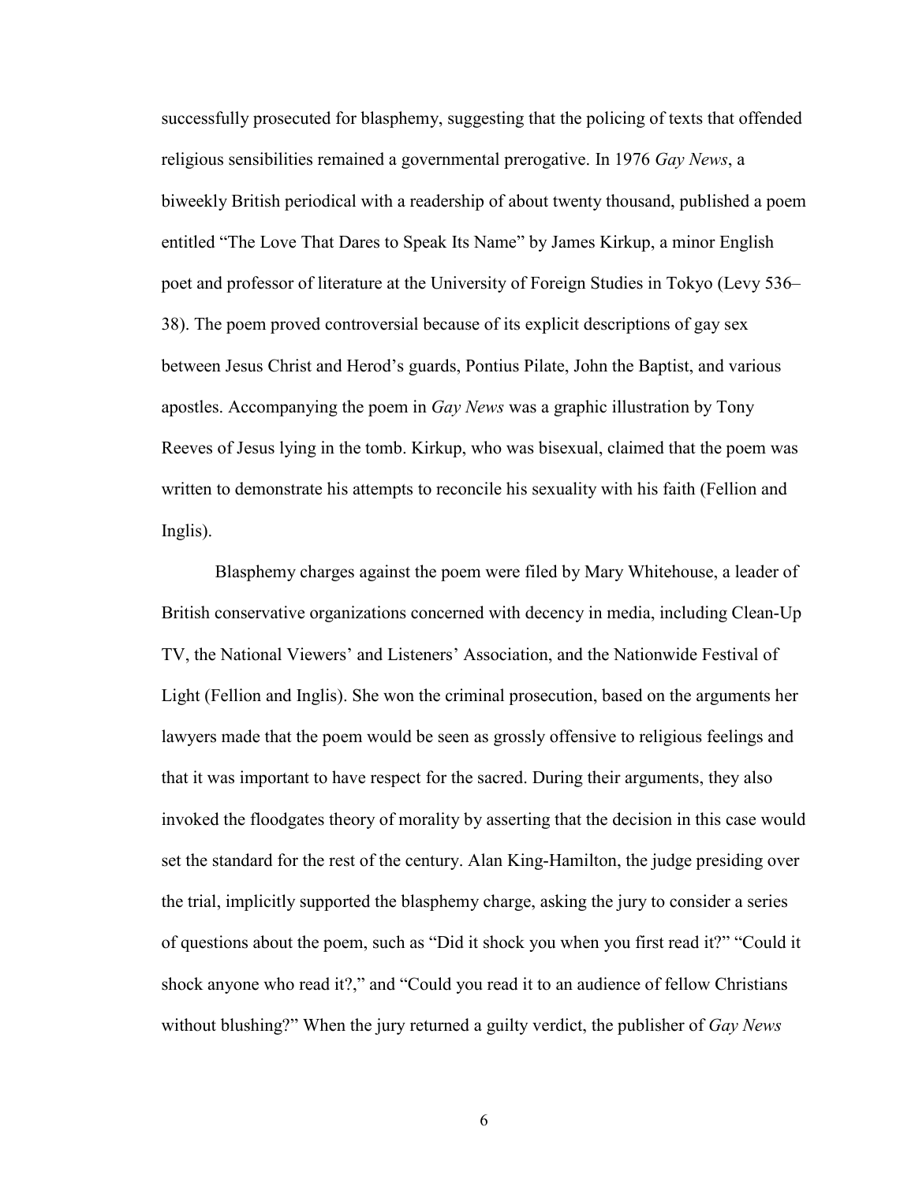successfully prosecuted for blasphemy, suggesting that the policing of texts that offended religious sensibilities remained a governmental prerogative. In 1976 *Gay News*, a biweekly British periodical with a readership of about twenty thousand, published a poem entitled "The Love That Dares to Speak Its Name" by James Kirkup, a minor English poet and professor of literature at the University of Foreign Studies in Tokyo (Levy 536–38). The poem proved controversial because of its explicit descriptions of gay sex between Jesus Christ and Herod's guards, Pontius Pilate, John the Baptist, and various apostles. Accompanying the poem in *Gay News* was a graphic illustration by Tony Reeves of Jesus lying in the tomb. Kirkup, who was bisexual, claimed that the poem was written to demonstrate his attempts to reconcile his sexuality with his faith (Fellion and Inglis).

Blasphemy charges against the poem were filed by Mary Whitehouse, a leader of British conservative organizations concerned with decency in media, including Clean-Up TV, the National Viewers' and Listeners' Association, and the Nationwide Festival of Light (Fellion and Inglis). She won the criminal prosecution, based on the arguments her lawyers made that the poem would be seen as grossly offensive to religious feelings and that it was important to have respect for the sacred. During their arguments, they also invoked the floodgates theory of morality by asserting that the decision in this case would set the standard for the rest of the century. Alan King-Hamilton, the judge presiding over the trial, implicitly supported the blasphemy charge, asking the jury to consider a series of questions about the poem, such as "Did it shock you when you first read it?" "Could it shock anyone who read it?," and "Could you read it to an audience of fellow Christians without blushing?" When the jury returned a guilty verdict, the publisher of *Gay News*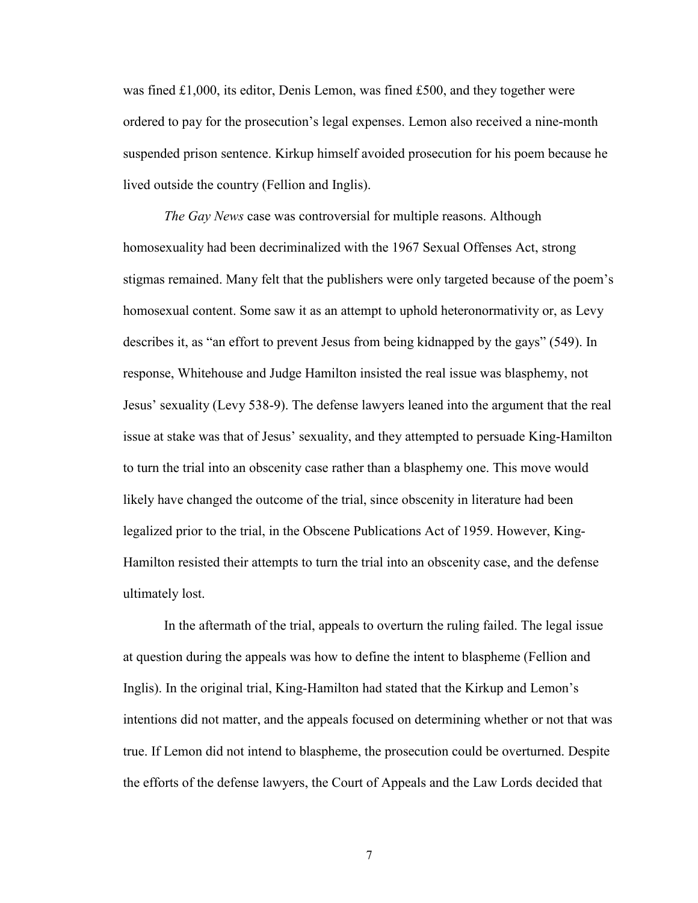was fined £1,000, its editor, Denis Lemon, was fined £500, and they together were ordered to pay for the prosecution's legal expenses. Lemon also received a nine-month suspended prison sentence. Kirkup himself avoided prosecution for his poem because he lived outside the country (Fellion and Inglis).

*The Gay News* case was controversial for multiple reasons. Although homosexuality had been decriminalized with the 1967 Sexual Offenses Act, strong stigmas remained. Many felt that the publishers were only targeted because of the poem's homosexual content. Some saw it as an attempt to uphold heteronormativity or, as Levy describes it, as "an effort to prevent Jesus from being kidnapped by the gays" (549). In response, Whitehouse and Judge Hamilton insisted the real issue was blasphemy, not Jesus' sexuality (Levy 538-9). The defense lawyers leaned into the argument that the real issue at stake was that of Jesus' sexuality, and they attempted to persuade King-Hamilton to turn the trial into an obscenity case rather than a blasphemy one. This move would likely have changed the outcome of the trial, since obscenity in literature had been legalized prior to the trial, in the Obscene Publications Act of 1959. However, King-Hamilton resisted their attempts to turn the trial into an obscenity case, and the defense ultimately lost.

In the aftermath of the trial, appeals to overturn the ruling failed. The legal issue at question during the appeals was how to define the intent to blaspheme (Fellion and Inglis). In the original trial, King-Hamilton had stated that the Kirkup and Lemon's intentions did not matter, and the appeals focused on determining whether or not that was true. If Lemon did not intend to blaspheme, the prosecution could be overturned. Despite the efforts of the defense lawyers, the Court of Appeals and the Law Lords decided that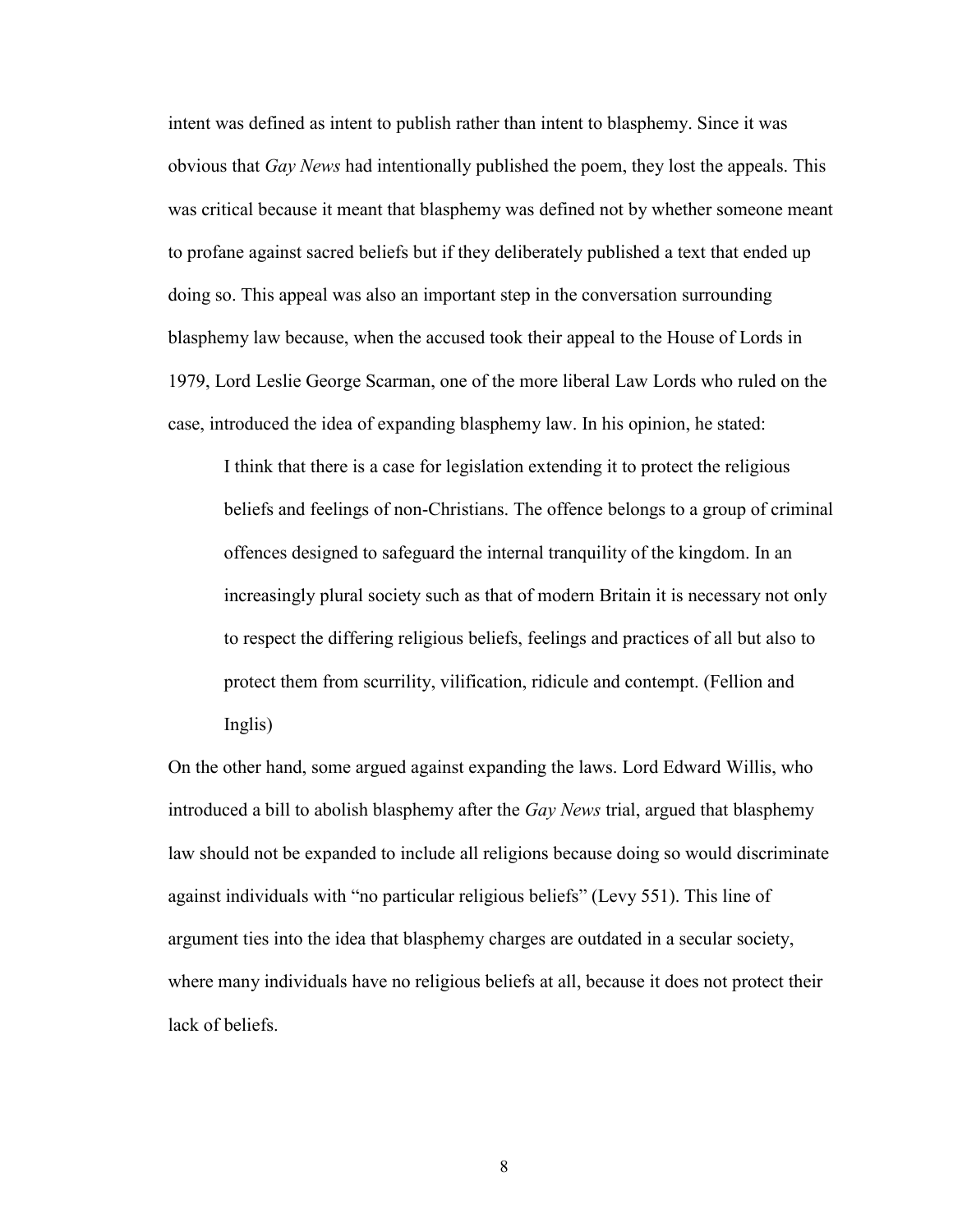intent was defined as intent to publish rather than intent to blasphemy. Since it was obvious that *Gay News* had intentionally published the poem, they lost the appeals. This was critical because it meant that blasphemy was defined not by whether someone meant to profane against sacred beliefs but if they deliberately published a text that ended up doing so. This appeal was also an important step in the conversation surrounding blasphemy law because, when the accused took their appeal to the House of Lords in 1979, Lord Leslie George Scarman, one of the more liberal Law Lords who ruled on the case, introduced the idea of expanding blasphemy law. In his opinion, he stated:

> I think that there is a case for legislation extending it to protect the religious beliefs and feelings of non-Christians. The offence belongs to a group of criminal offences designed to safeguard the internal tranquility of the kingdom. In an increasingly plural society such as that of modern Britain it is necessary not only to respect the differing religious beliefs, feelings and practices of all but also to protect them from scurrility, vilification, ridicule and contempt. (Fellion and Inglis)

On the other hand, some argued against expanding the laws. Lord Edward Willis, who introduced a bill to abolish blasphemy after the *Gay News* trial, argued that blasphemy law should not be expanded to include all religions because doing so would discriminate against individuals with "no particular religious beliefs" (Levy 551). This line of argument ties into the idea that blasphemy charges are outdated in a secular society, where many individuals have no religious beliefs at all, because it does not protect their lack of beliefs.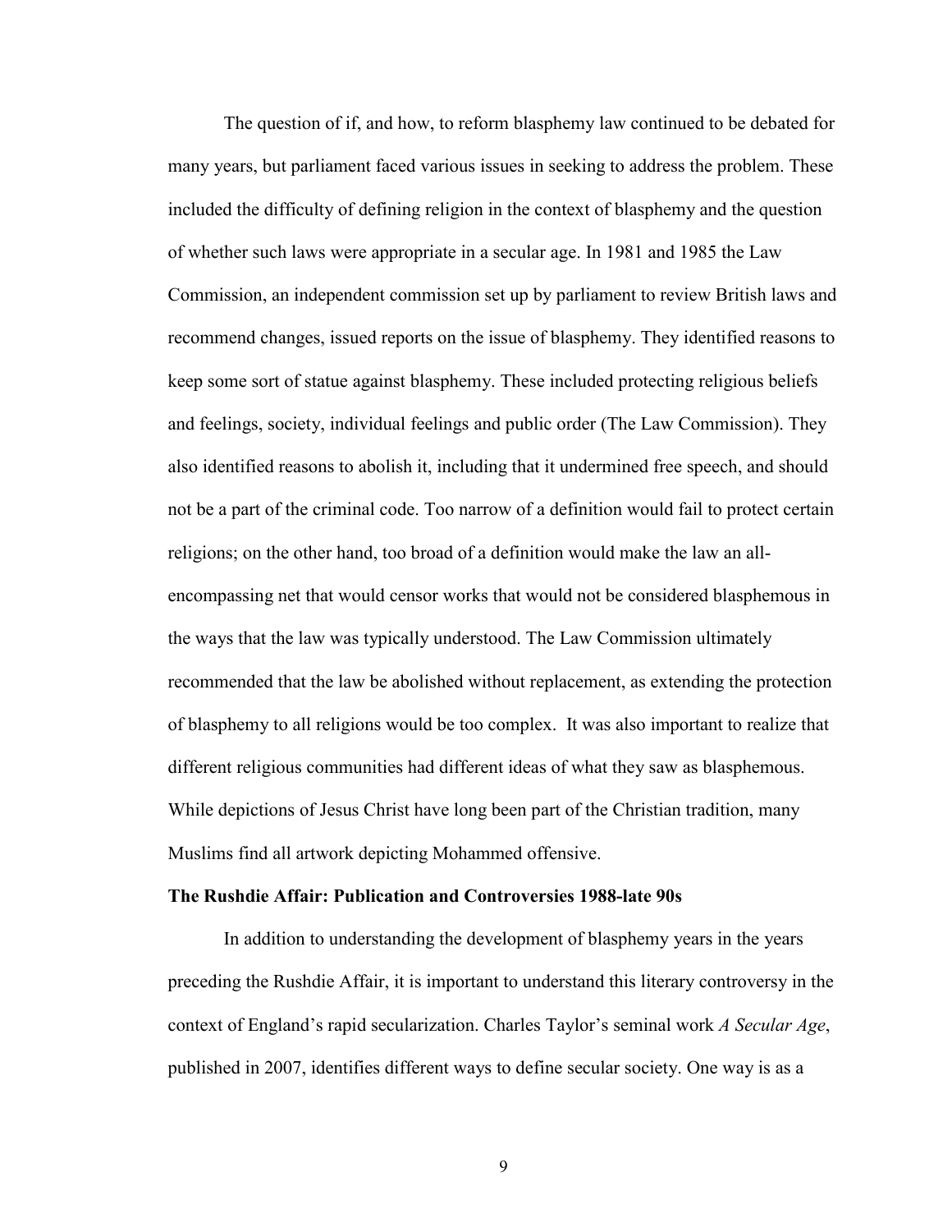The question of if, and how, to reform blasphemy law continued to be debated for many years, but parliament faced various issues in seeking to address the problem. These included the difficulty of defining religion in the context of blasphemy and the question of whether such laws were appropriate in a secular age. In 1981 and 1985 the Law Commission, an independent commission set up by parliament to review British laws and recommend changes, issued reports on the issue of blasphemy. They identified reasons to keep some sort of statue against blasphemy. These included protecting religious beliefs and feelings, society, individual feelings and public order (The Law Commission). They also identified reasons to abolish it, including that it undermined free speech, and should not be a part of the criminal code. Too narrow of a definition would fail to protect certain religions; on the other hand, too broad of a definition would make the law an all-encompassing net that would censor works that would not be considered blasphemous in the ways that the law was typically understood. The Law Commission ultimately recommended that the law be abolished without replacement, as extending the protection of blasphemy to all religions would be too complex.  It was also important to realize that different religious communities had different ideas of what they saw as blasphemous. While depictions of Jesus Christ have long been part of the Christian tradition, many Muslims find all artwork depicting Mohammed offensive.

**The Rushdie Affair: Publication and Controversies 1988-late 90s**

In addition to understanding the development of blasphemy years in the years preceding the Rushdie Affair, it is important to understand this literary controversy in the context of England's rapid secularization. Charles Taylor's seminal work *A Secular Age*, published in 2007, identifies different ways to define secular society. One way is as a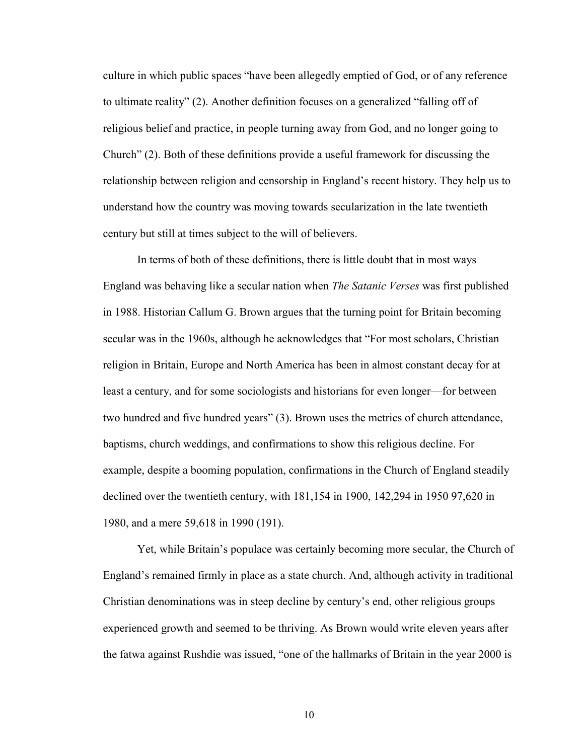culture in which public spaces "have been allegedly emptied of God, or of any reference to ultimate reality" (2). Another definition focuses on a generalized "falling off of religious belief and practice, in people turning away from God, and no longer going to Church" (2). Both of these definitions provide a useful framework for discussing the relationship between religion and censorship in England's recent history. They help us to understand how the country was moving towards secularization in the late twentieth century but still at times subject to the will of believers.

In terms of both of these definitions, there is little doubt that in most ways England was behaving like a secular nation when *The Satanic Verses* was first published in 1988. Historian Callum G. Brown argues that the turning point for Britain becoming secular was in the 1960s, although he acknowledges that "For most scholars, Christian religion in Britain, Europe and North America has been in almost constant decay for at least a century, and for some sociologists and historians for even longer—for between two hundred and five hundred years" (3). Brown uses the metrics of church attendance, baptisms, church weddings, and confirmations to show this religious decline. For example, despite a booming population, confirmations in the Church of England steadily declined over the twentieth century, with 181,154 in 1900, 142,294 in 1950 97,620 in 1980, and a mere 59,618 in 1990 (191).

Yet, while Britain's populace was certainly becoming more secular, the Church of England's remained firmly in place as a state church. And, although activity in traditional Christian denominations was in steep decline by century's end, other religious groups experienced growth and seemed to be thriving. As Brown would write eleven years after the fatwa against Rushdie was issued, "one of the hallmarks of Britain in the year 2000 is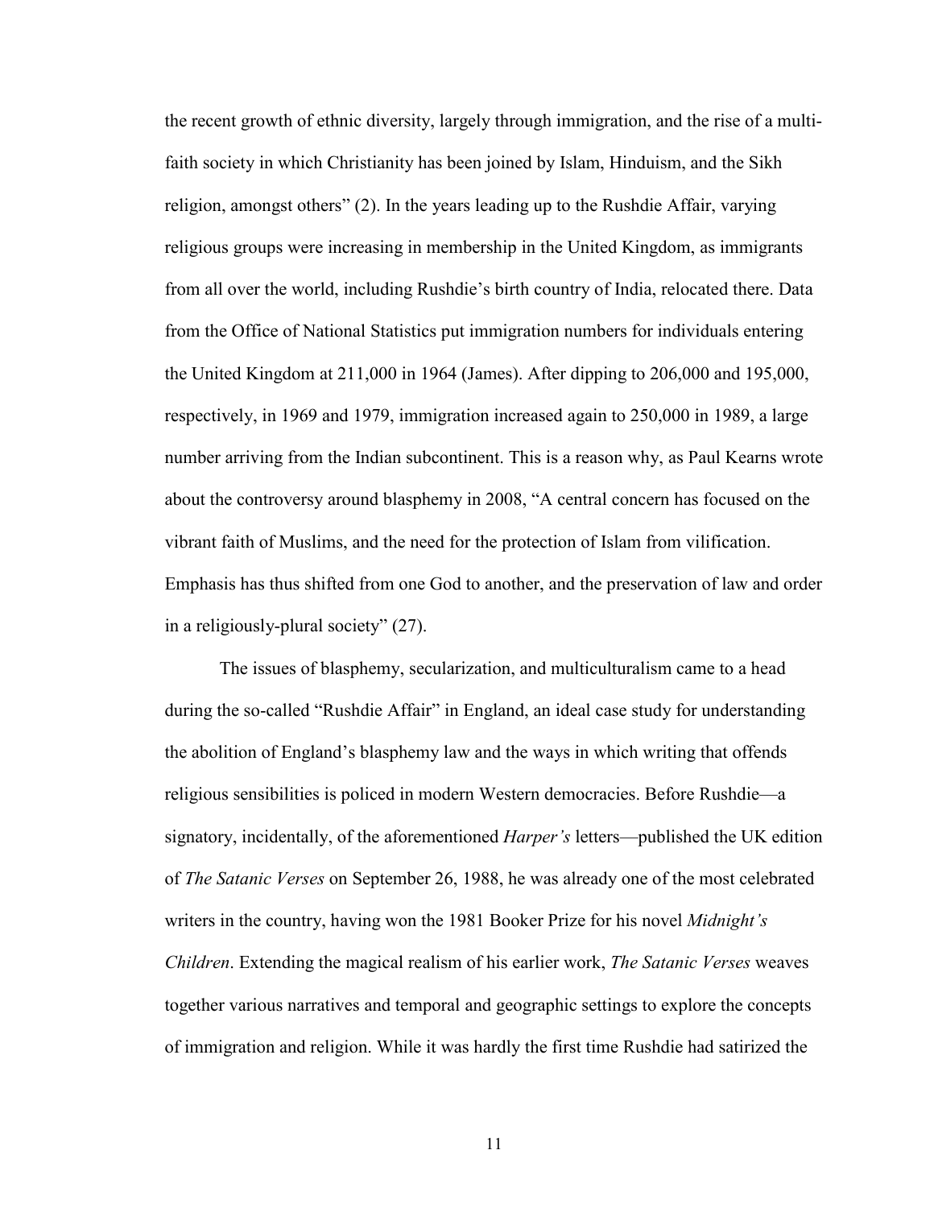the recent growth of ethnic diversity, largely through immigration, and the rise of a multi-faith society in which Christianity has been joined by Islam, Hinduism, and the Sikh religion, amongst others" (2). In the years leading up to the Rushdie Affair, varying religious groups were increasing in membership in the United Kingdom, as immigrants from all over the world, including Rushdie's birth country of India, relocated there. Data from the Office of National Statistics put immigration numbers for individuals entering the United Kingdom at 211,000 in 1964 (James). After dipping to 206,000 and 195,000, respectively, in 1969 and 1979, immigration increased again to 250,000 in 1989, a large number arriving from the Indian subcontinent. This is a reason why, as Paul Kearns wrote about the controversy around blasphemy in 2008, "A central concern has focused on the vibrant faith of Muslims, and the need for the protection of Islam from vilification. Emphasis has thus shifted from one God to another, and the preservation of law and order in a religiously-plural society" (27).

The issues of blasphemy, secularization, and multiculturalism came to a head during the so-called "Rushdie Affair" in England, an ideal case study for understanding the abolition of England's blasphemy law and the ways in which writing that offends religious sensibilities is policed in modern Western democracies. Before Rushdie—a signatory, incidentally, of the aforementioned *Harper's* letters—published the UK edition of *The Satanic Verses* on September 26, 1988, he was already one of the most celebrated writers in the country, having won the 1981 Booker Prize for his novel *Midnight's Children*. Extending the magical realism of his earlier work, *The Satanic Verses* weaves together various narratives and temporal and geographic settings to explore the concepts of immigration and religion. While it was hardly the first time Rushdie had satirized the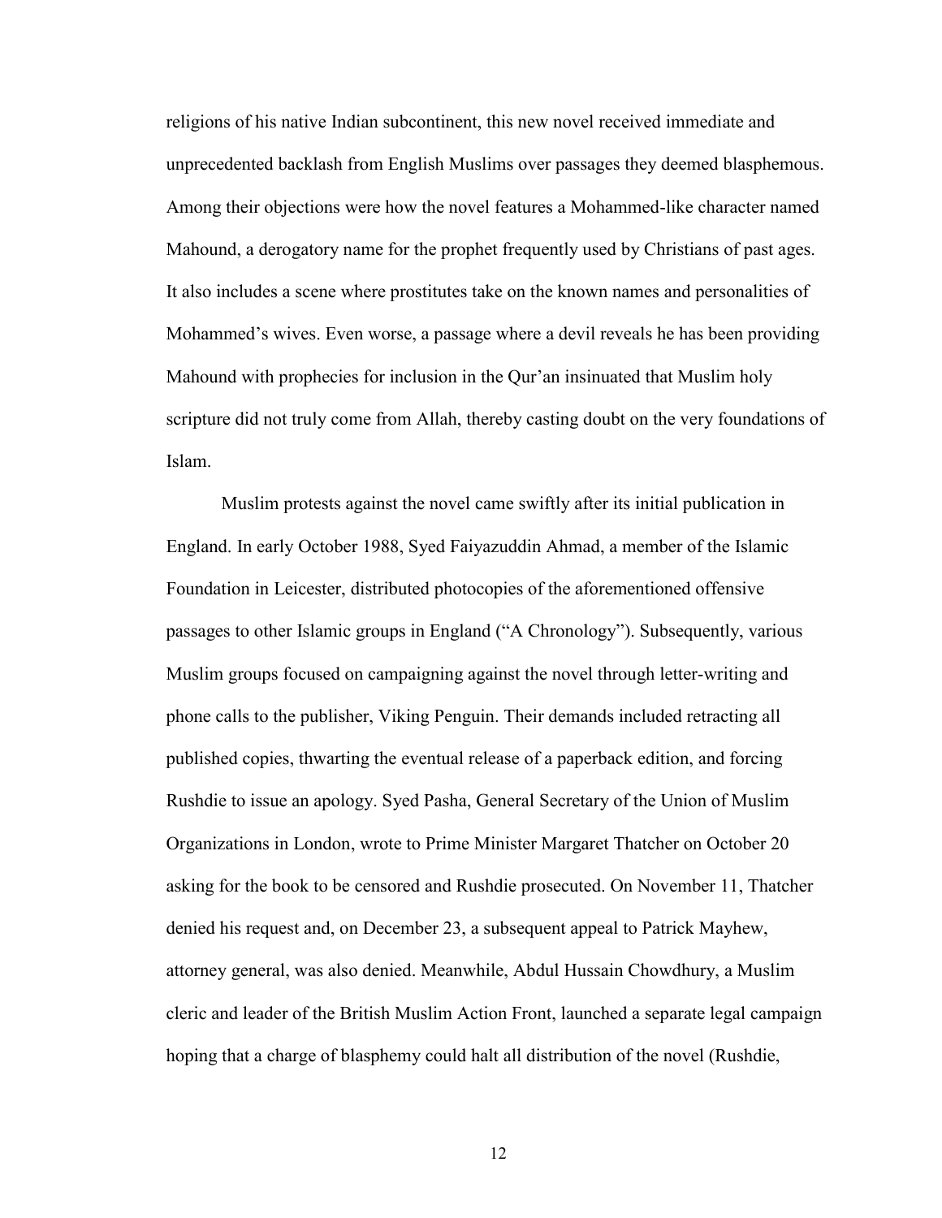religions of his native Indian subcontinent, this new novel received immediate and unprecedented backlash from English Muslims over passages they deemed blasphemous. Among their objections were how the novel features a Mohammed-like character named Mahound, a derogatory name for the prophet frequently used by Christians of past ages. It also includes a scene where prostitutes take on the known names and personalities of Mohammed's wives. Even worse, a passage where a devil reveals he has been providing Mahound with prophecies for inclusion in the Qur'an insinuated that Muslim holy scripture did not truly come from Allah, thereby casting doubt on the very foundations of Islam.

Muslim protests against the novel came swiftly after its initial publication in England. In early October 1988, Syed Faiyazuddin Ahmad, a member of the Islamic Foundation in Leicester, distributed photocopies of the aforementioned offensive passages to other Islamic groups in England ("A Chronology"). Subsequently, various Muslim groups focused on campaigning against the novel through letter-writing and phone calls to the publisher, Viking Penguin. Their demands included retracting all published copies, thwarting the eventual release of a paperback edition, and forcing Rushdie to issue an apology. Syed Pasha, General Secretary of the Union of Muslim Organizations in London, wrote to Prime Minister Margaret Thatcher on October 20 asking for the book to be censored and Rushdie prosecuted. On November 11, Thatcher denied his request and, on December 23, a subsequent appeal to Patrick Mayhew, attorney general, was also denied. Meanwhile, Abdul Hussain Chowdhury, a Muslim cleric and leader of the British Muslim Action Front, launched a separate legal campaign hoping that a charge of blasphemy could halt all distribution of the novel (Rushdie,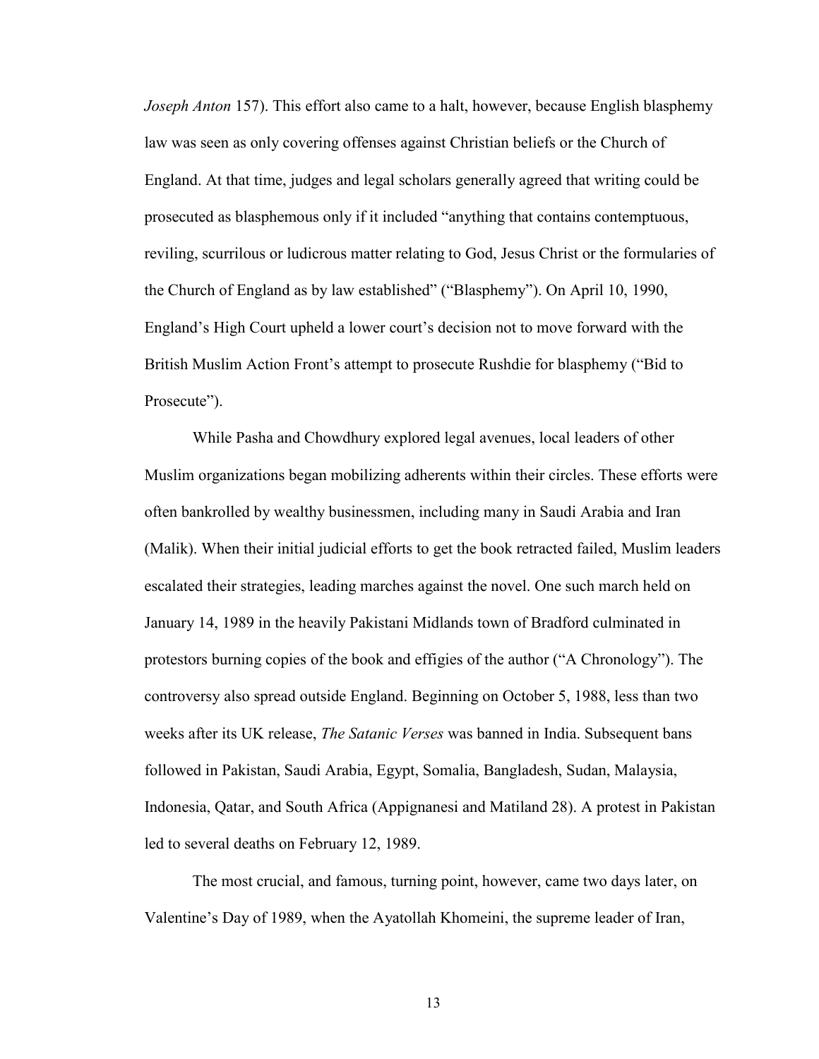*Joseph Anton* 157). This effort also came to a halt, however, because English blasphemy law was seen as only covering offenses against Christian beliefs or the Church of England. At that time, judges and legal scholars generally agreed that writing could be prosecuted as blasphemous only if it included "anything that contains contemptuous, reviling, scurrilous or ludicrous matter relating to God, Jesus Christ or the formularies of the Church of England as by law established" ("Blasphemy"). On April 10, 1990, England's High Court upheld a lower court's decision not to move forward with the British Muslim Action Front's attempt to prosecute Rushdie for blasphemy ("Bid to Prosecute").

While Pasha and Chowdhury explored legal avenues, local leaders of other Muslim organizations began mobilizing adherents within their circles. These efforts were often bankrolled by wealthy businessmen, including many in Saudi Arabia and Iran (Malik). When their initial judicial efforts to get the book retracted failed, Muslim leaders escalated their strategies, leading marches against the novel. One such march held on January 14, 1989 in the heavily Pakistani Midlands town of Bradford culminated in protestors burning copies of the book and effigies of the author ("A Chronology"). The controversy also spread outside England. Beginning on October 5, 1988, less than two weeks after its UK release, *The Satanic Verses* was banned in India. Subsequent bans followed in Pakistan, Saudi Arabia, Egypt, Somalia, Bangladesh, Sudan, Malaysia, Indonesia, Qatar, and South Africa (Appignanesi and Matiland 28). A protest in Pakistan led to several deaths on February 12, 1989.

The most crucial, and famous, turning point, however, came two days later, on Valentine's Day of 1989, when the Ayatollah Khomeini, the supreme leader of Iran,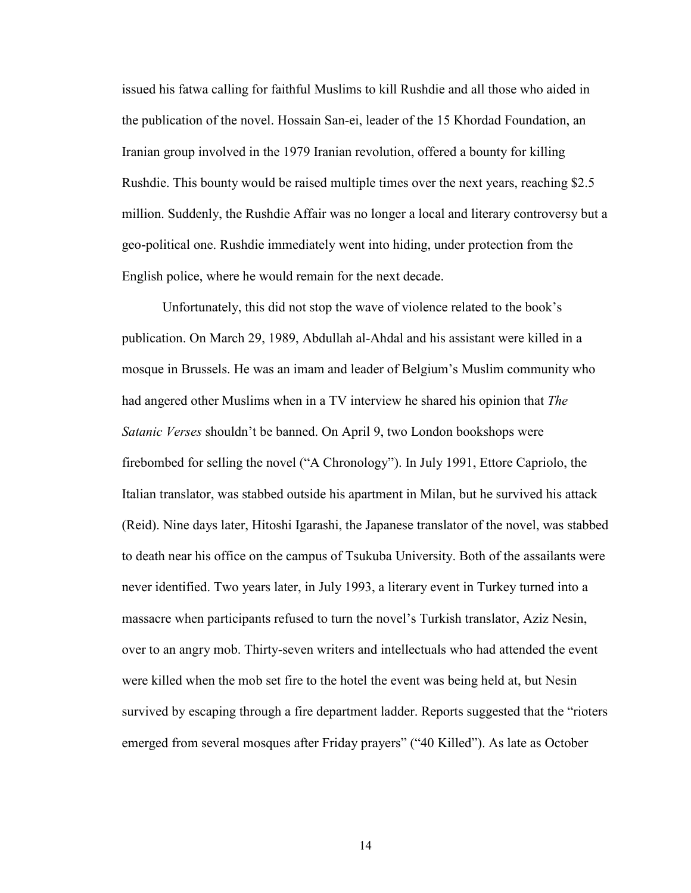issued his fatwa calling for faithful Muslims to kill Rushdie and all those who aided in the publication of the novel. Hossain San-ei, leader of the 15 Khordad Foundation, an Iranian group involved in the 1979 Iranian revolution, offered a bounty for killing Rushdie. This bounty would be raised multiple times over the next years, reaching $2.5 million. Suddenly, the Rushdie Affair was no longer a local and literary controversy but a geo-political one. Rushdie immediately went into hiding, under protection from the English police, where he would remain for the next decade.

Unfortunately, this did not stop the wave of violence related to the book's publication. On March 29, 1989, Abdullah al-Ahdal and his assistant were killed in a mosque in Brussels. He was an imam and leader of Belgium's Muslim community who had angered other Muslims when in a TV interview he shared his opinion that *The Satanic Verses* shouldn't be banned. On April 9, two London bookshops were firebombed for selling the novel ("A Chronology"). In July 1991, Ettore Capriolo, the Italian translator, was stabbed outside his apartment in Milan, but he survived his attack (Reid). Nine days later, Hitoshi Igarashi, the Japanese translator of the novel, was stabbed to death near his office on the campus of Tsukuba University. Both of the assailants were never identified. Two years later, in July 1993, a literary event in Turkey turned into a massacre when participants refused to turn the novel's Turkish translator, Aziz Nesin, over to an angry mob. Thirty-seven writers and intellectuals who had attended the event were killed when the mob set fire to the hotel the event was being held at, but Nesin survived by escaping through a fire department ladder. Reports suggested that the "rioters emerged from several mosques after Friday prayers" ("40 Killed"). As late as October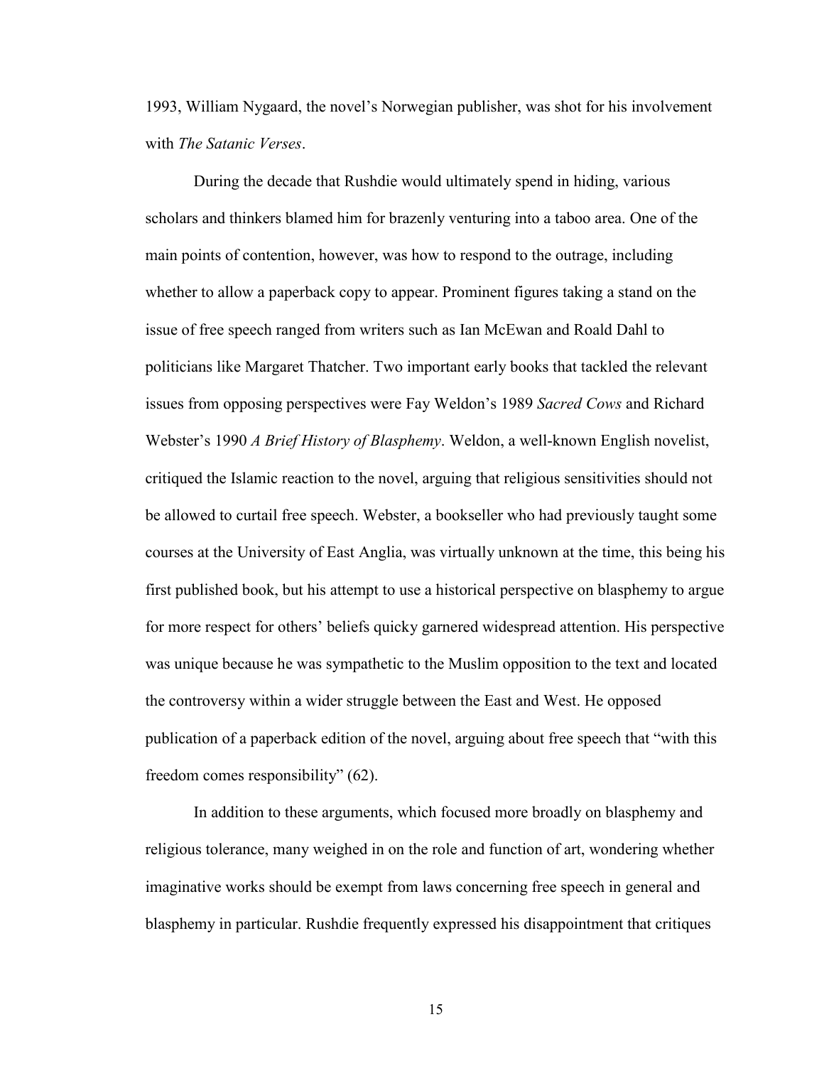1993, William Nygaard, the novel's Norwegian publisher, was shot for his involvement with *The Satanic Verses*.

During the decade that Rushdie would ultimately spend in hiding, various scholars and thinkers blamed him for brazenly venturing into a taboo area. One of the main points of contention, however, was how to respond to the outrage, including whether to allow a paperback copy to appear. Prominent figures taking a stand on the issue of free speech ranged from writers such as Ian McEwan and Roald Dahl to politicians like Margaret Thatcher. Two important early books that tackled the relevant issues from opposing perspectives were Fay Weldon's 1989 *Sacred Cows* and Richard Webster's 1990 *A Brief History of Blasphemy*. Weldon, a well-known English novelist, critiqued the Islamic reaction to the novel, arguing that religious sensitivities should not be allowed to curtail free speech. Webster, a bookseller who had previously taught some courses at the University of East Anglia, was virtually unknown at the time, this being his first published book, but his attempt to use a historical perspective on blasphemy to argue for more respect for others' beliefs quicky garnered widespread attention. His perspective was unique because he was sympathetic to the Muslim opposition to the text and located the controversy within a wider struggle between the East and West. He opposed publication of a paperback edition of the novel, arguing about free speech that "with this freedom comes responsibility" (62).

In addition to these arguments, which focused more broadly on blasphemy and religious tolerance, many weighed in on the role and function of art, wondering whether imaginative works should be exempt from laws concerning free speech in general and blasphemy in particular. Rushdie frequently expressed his disappointment that critiques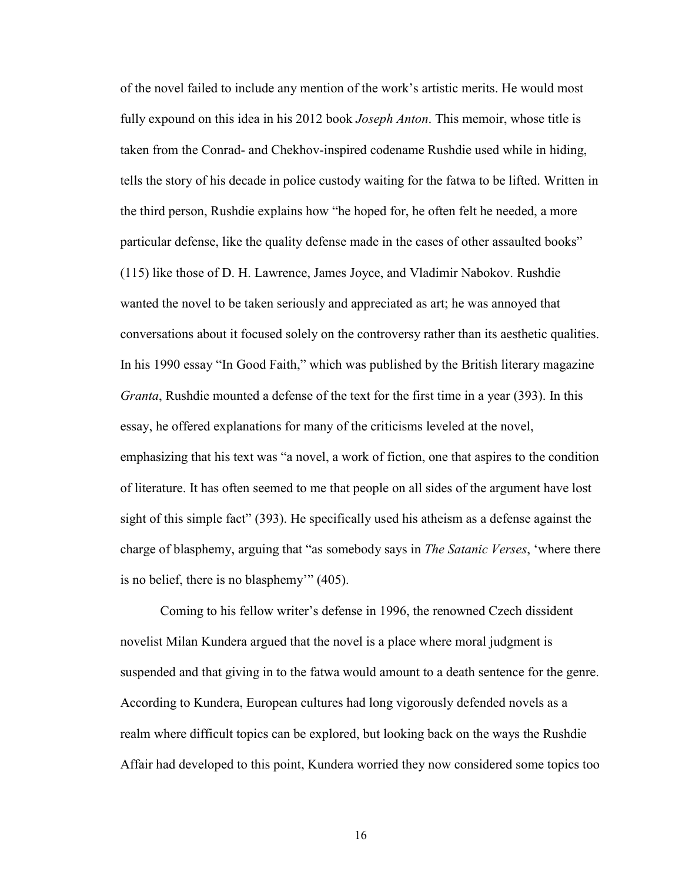of the novel failed to include any mention of the work's artistic merits. He would most fully expound on this idea in his 2012 book *Joseph Anton*. This memoir, whose title is taken from the Conrad- and Chekhov-inspired codename Rushdie used while in hiding, tells the story of his decade in police custody waiting for the fatwa to be lifted. Written in the third person, Rushdie explains how "he hoped for, he often felt he needed, a more particular defense, like the quality defense made in the cases of other assaulted books" (115) like those of D. H. Lawrence, James Joyce, and Vladimir Nabokov. Rushdie wanted the novel to be taken seriously and appreciated as art; he was annoyed that conversations about it focused solely on the controversy rather than its aesthetic qualities. In his 1990 essay "In Good Faith," which was published by the British literary magazine *Granta*, Rushdie mounted a defense of the text for the first time in a year (393). In this essay, he offered explanations for many of the criticisms leveled at the novel, emphasizing that his text was "a novel, a work of fiction, one that aspires to the condition of literature. It has often seemed to me that people on all sides of the argument have lost sight of this simple fact" (393). He specifically used his atheism as a defense against the charge of blasphemy, arguing that "as somebody says in *The Satanic Verses*, 'where there is no belief, there is no blasphemy'" (405).

Coming to his fellow writer's defense in 1996, the renowned Czech dissident novelist Milan Kundera argued that the novel is a place where moral judgment is suspended and that giving in to the fatwa would amount to a death sentence for the genre. According to Kundera, European cultures had long vigorously defended novels as a realm where difficult topics can be explored, but looking back on the ways the Rushdie Affair had developed to this point, Kundera worried they now considered some topics too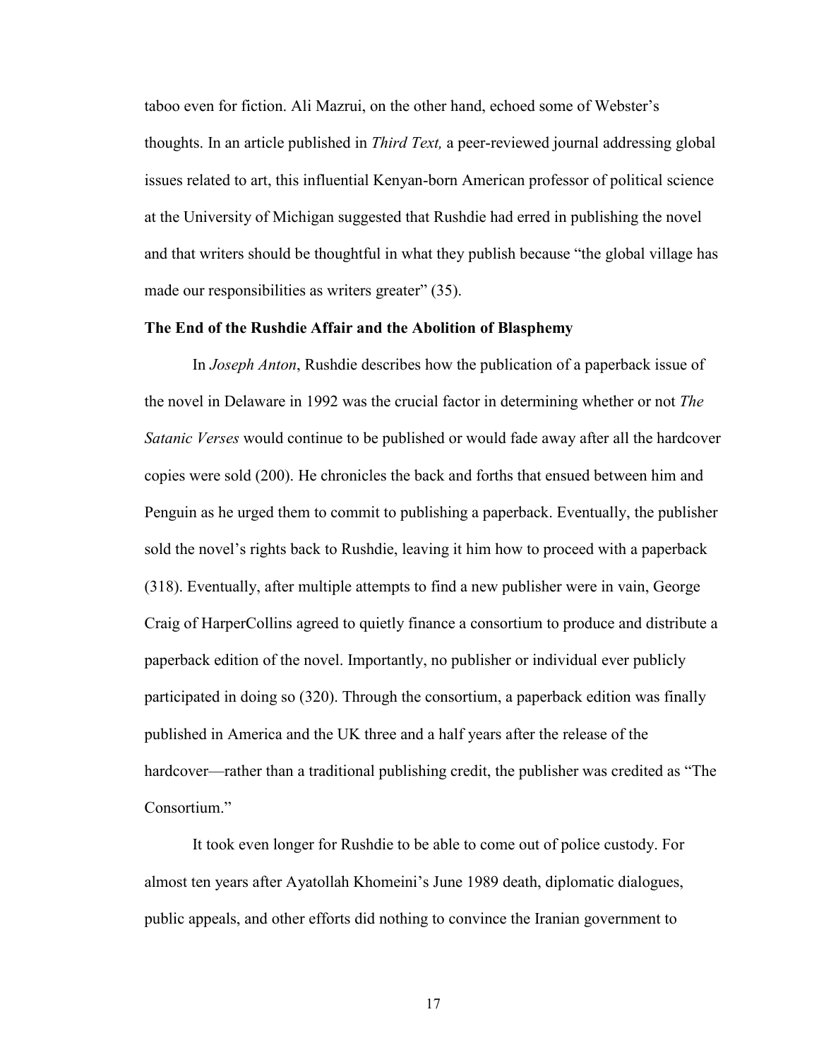taboo even for fiction. Ali Mazrui, on the other hand, echoed some of Webster's thoughts. In an article published in *Third Text,* a peer-reviewed journal addressing global issues related to art, this influential Kenyan-born American professor of political science at the University of Michigan suggested that Rushdie had erred in publishing the novel and that writers should be thoughtful in what they publish because "the global village has made our responsibilities as writers greater" (35).

**The End of the Rushdie Affair and the Abolition of Blasphemy**

In *Joseph Anton*, Rushdie describes how the publication of a paperback issue of the novel in Delaware in 1992 was the crucial factor in determining whether or not *The Satanic Verses* would continue to be published or would fade away after all the hardcover copies were sold (200). He chronicles the back and forths that ensued between him and Penguin as he urged them to commit to publishing a paperback. Eventually, the publisher sold the novel's rights back to Rushdie, leaving it him how to proceed with a paperback (318). Eventually, after multiple attempts to find a new publisher were in vain, George Craig of HarperCollins agreed to quietly finance a consortium to produce and distribute a paperback edition of the novel. Importantly, no publisher or individual ever publicly participated in doing so (320). Through the consortium, a paperback edition was finally published in America and the UK three and a half years after the release of the hardcover—rather than a traditional publishing credit, the publisher was credited as "The Consortium."

It took even longer for Rushdie to be able to come out of police custody. For almost ten years after Ayatollah Khomeini's June 1989 death, diplomatic dialogues, public appeals, and other efforts did nothing to convince the Iranian government to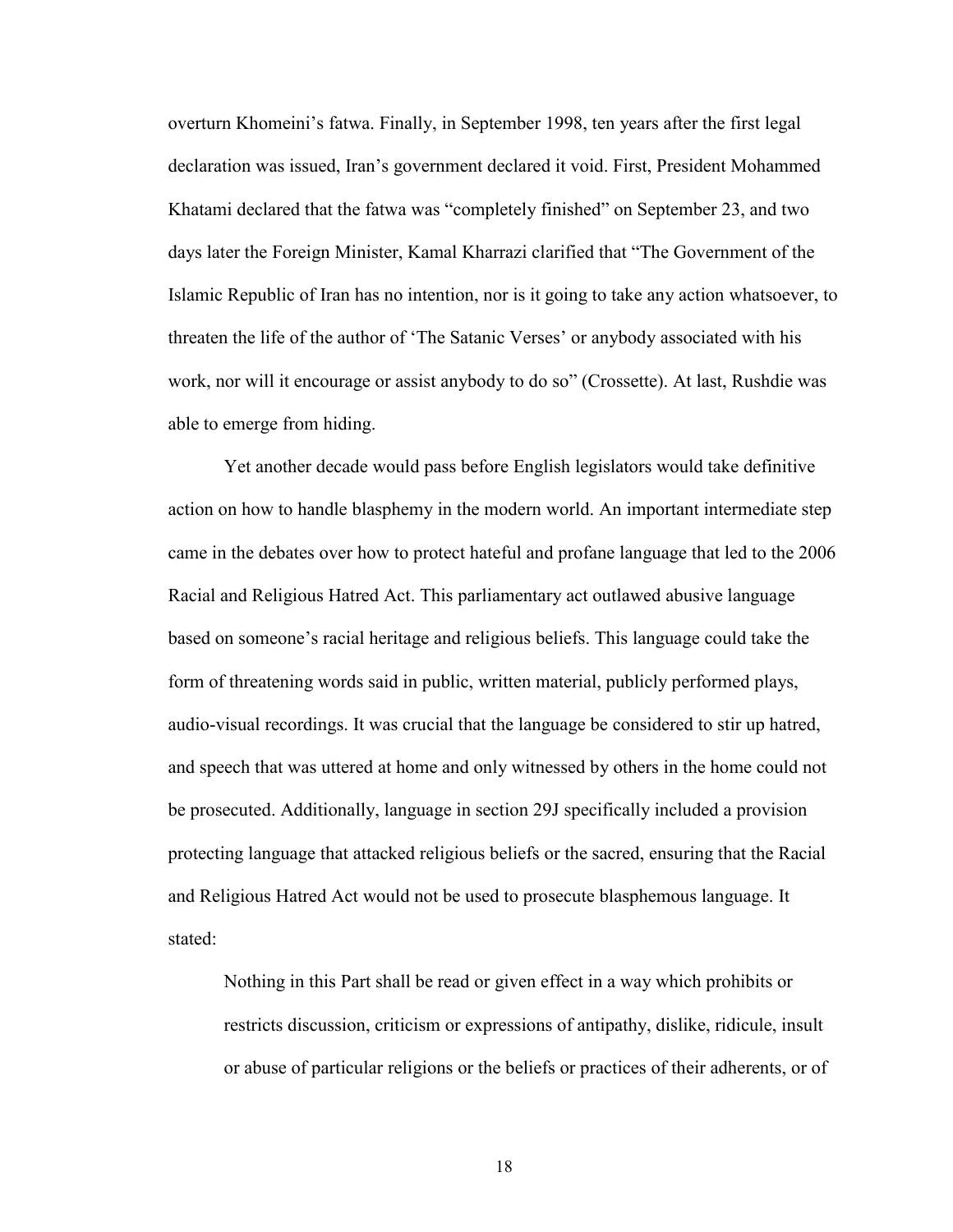overturn Khomeini's fatwa. Finally, in September 1998, ten years after the first legal declaration was issued, Iran's government declared it void. First, President Mohammed Khatami declared that the fatwa was "completely finished" on September 23, and two days later the Foreign Minister, Kamal Kharrazi clarified that "The Government of the Islamic Republic of Iran has no intention, nor is it going to take any action whatsoever, to threaten the life of the author of 'The Satanic Verses' or anybody associated with his work, nor will it encourage or assist anybody to do so" (Crossette). At last, Rushdie was able to emerge from hiding.

Yet another decade would pass before English legislators would take definitive action on how to handle blasphemy in the modern world. An important intermediate step came in the debates over how to protect hateful and profane language that led to the 2006 Racial and Religious Hatred Act. This parliamentary act outlawed abusive language based on someone's racial heritage and religious beliefs. This language could take the form of threatening words said in public, written material, publicly performed plays, audio-visual recordings. It was crucial that the language be considered to stir up hatred, and speech that was uttered at home and only witnessed by others in the home could not be prosecuted. Additionally, language in section 29J specifically included a provision protecting language that attacked religious beliefs or the sacred, ensuring that the Racial and Religious Hatred Act would not be used to prosecute blasphemous language. It stated:

> Nothing in this Part shall be read or given effect in a way which prohibits or restricts discussion, criticism or expressions of antipathy, dislike, ridicule, insult or abuse of particular religions or the beliefs or practices of their adherents, or of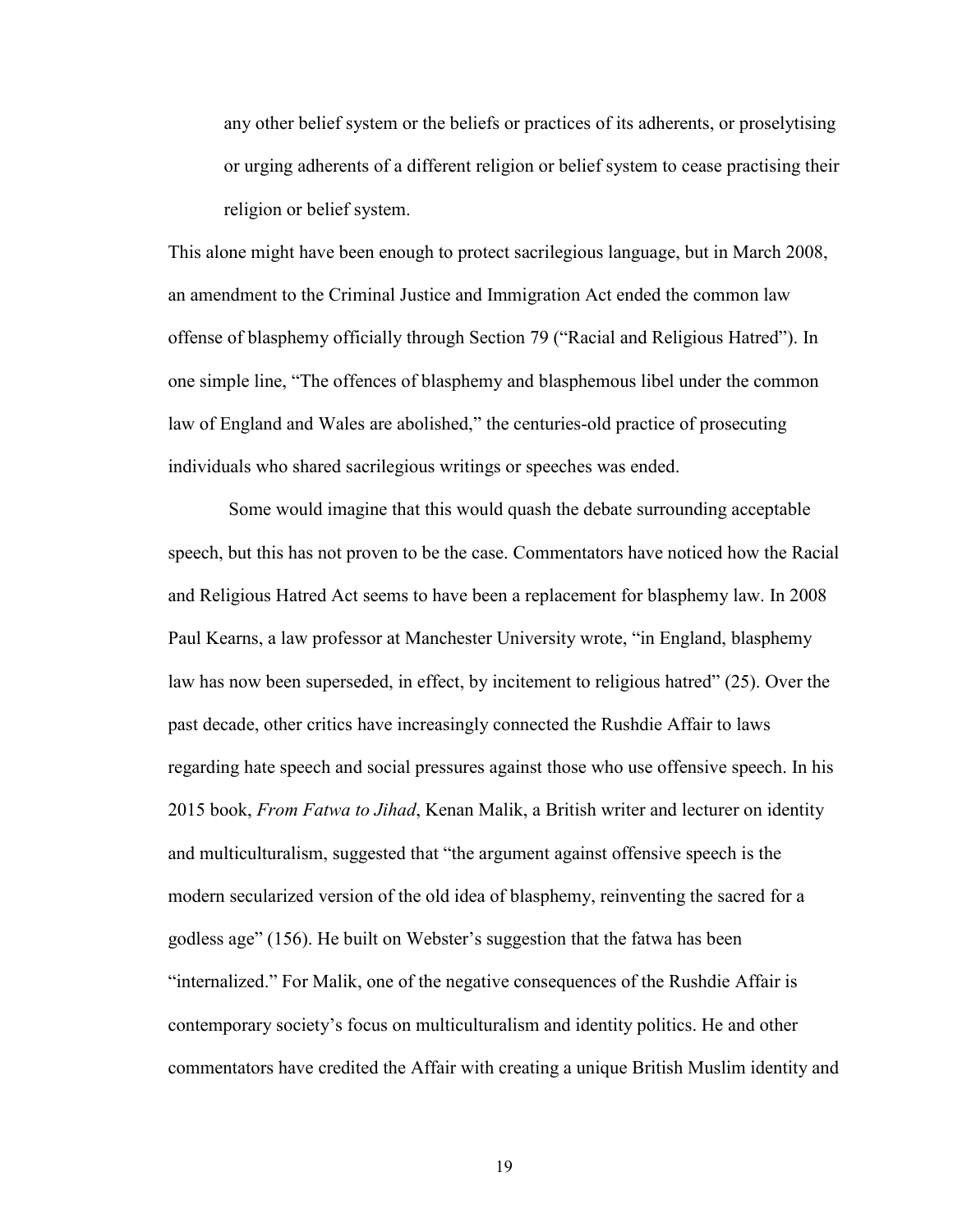> any other belief system or the beliefs or practices of its adherents, or proselytising or urging adherents of a different religion or belief system to cease practising their religion or belief system.

This alone might have been enough to protect sacrilegious language, but in March 2008, an amendment to the Criminal Justice and Immigration Act ended the common law offense of blasphemy officially through Section 79 ("Racial and Religious Hatred"). In one simple line, "The offences of blasphemy and blasphemous libel under the common law of England and Wales are abolished," the centuries-old practice of prosecuting individuals who shared sacrilegious writings or speeches was ended.

Some would imagine that this would quash the debate surrounding acceptable speech, but this has not proven to be the case. Commentators have noticed how the Racial and Religious Hatred Act seems to have been a replacement for blasphemy law. In 2008 Paul Kearns, a law professor at Manchester University wrote, "in England, blasphemy law has now been superseded, in effect, by incitement to religious hatred" (25). Over the past decade, other critics have increasingly connected the Rushdie Affair to laws regarding hate speech and social pressures against those who use offensive speech. In his 2015 book, *From Fatwa to Jihad*, Kenan Malik, a British writer and lecturer on identity and multiculturalism, suggested that "the argument against offensive speech is the modern secularized version of the old idea of blasphemy, reinventing the sacred for a godless age" (156). He built on Webster's suggestion that the fatwa has been "internalized." For Malik, one of the negative consequences of the Rushdie Affair is contemporary society's focus on multiculturalism and identity politics. He and other commentators have credited the Affair with creating a unique British Muslim identity and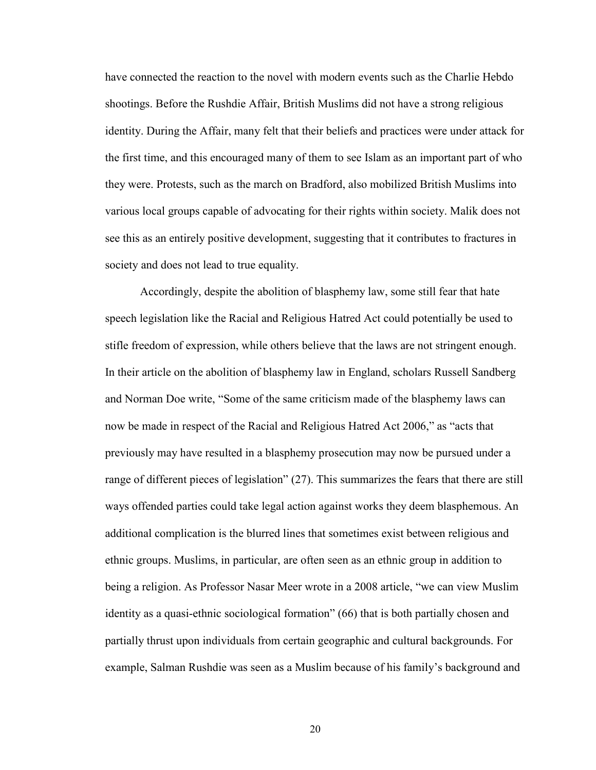have connected the reaction to the novel with modern events such as the Charlie Hebdo shootings. Before the Rushdie Affair, British Muslims did not have a strong religious identity. During the Affair, many felt that their beliefs and practices were under attack for the first time, and this encouraged many of them to see Islam as an important part of who they were. Protests, such as the march on Bradford, also mobilized British Muslims into various local groups capable of advocating for their rights within society. Malik does not see this as an entirely positive development, suggesting that it contributes to fractures in society and does not lead to true equality.

Accordingly, despite the abolition of blasphemy law, some still fear that hate speech legislation like the Racial and Religious Hatred Act could potentially be used to stifle freedom of expression, while others believe that the laws are not stringent enough. In their article on the abolition of blasphemy law in England, scholars Russell Sandberg and Norman Doe write, "Some of the same criticism made of the blasphemy laws can now be made in respect of the Racial and Religious Hatred Act 2006," as "acts that previously may have resulted in a blasphemy prosecution may now be pursued under a range of different pieces of legislation" (27). This summarizes the fears that there are still ways offended parties could take legal action against works they deem blasphemous. An additional complication is the blurred lines that sometimes exist between religious and ethnic groups. Muslims, in particular, are often seen as an ethnic group in addition to being a religion. As Professor Nasar Meer wrote in a 2008 article, "we can view Muslim identity as a quasi-ethnic sociological formation" (66) that is both partially chosen and partially thrust upon individuals from certain geographic and cultural backgrounds. For example, Salman Rushdie was seen as a Muslim because of his family's background and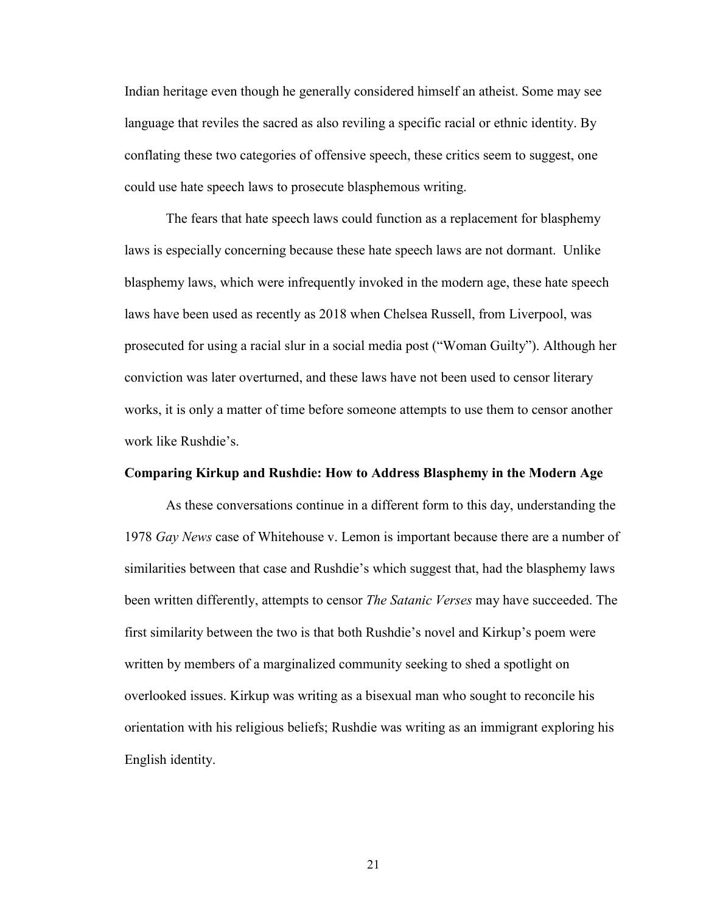Indian heritage even though he generally considered himself an atheist. Some may see language that reviles the sacred as also reviling a specific racial or ethnic identity. By conflating these two categories of offensive speech, these critics seem to suggest, one could use hate speech laws to prosecute blasphemous writing.

The fears that hate speech laws could function as a replacement for blasphemy laws is especially concerning because these hate speech laws are not dormant. Unlike blasphemy laws, which were infrequently invoked in the modern age, these hate speech laws have been used as recently as 2018 when Chelsea Russell, from Liverpool, was prosecuted for using a racial slur in a social media post ("Woman Guilty"). Although her conviction was later overturned, and these laws have not been used to censor literary works, it is only a matter of time before someone attempts to use them to censor another work like Rushdie's.

**Comparing Kirkup and Rushdie: How to Address Blasphemy in the Modern Age**

As these conversations continue in a different form to this day, understanding the 1978 *Gay News* case of Whitehouse v. Lemon is important because there are a number of similarities between that case and Rushdie's which suggest that, had the blasphemy laws been written differently, attempts to censor *The Satanic Verses* may have succeeded. The first similarity between the two is that both Rushdie's novel and Kirkup's poem were written by members of a marginalized community seeking to shed a spotlight on overlooked issues. Kirkup was writing as a bisexual man who sought to reconcile his orientation with his religious beliefs; Rushdie was writing as an immigrant exploring his English identity.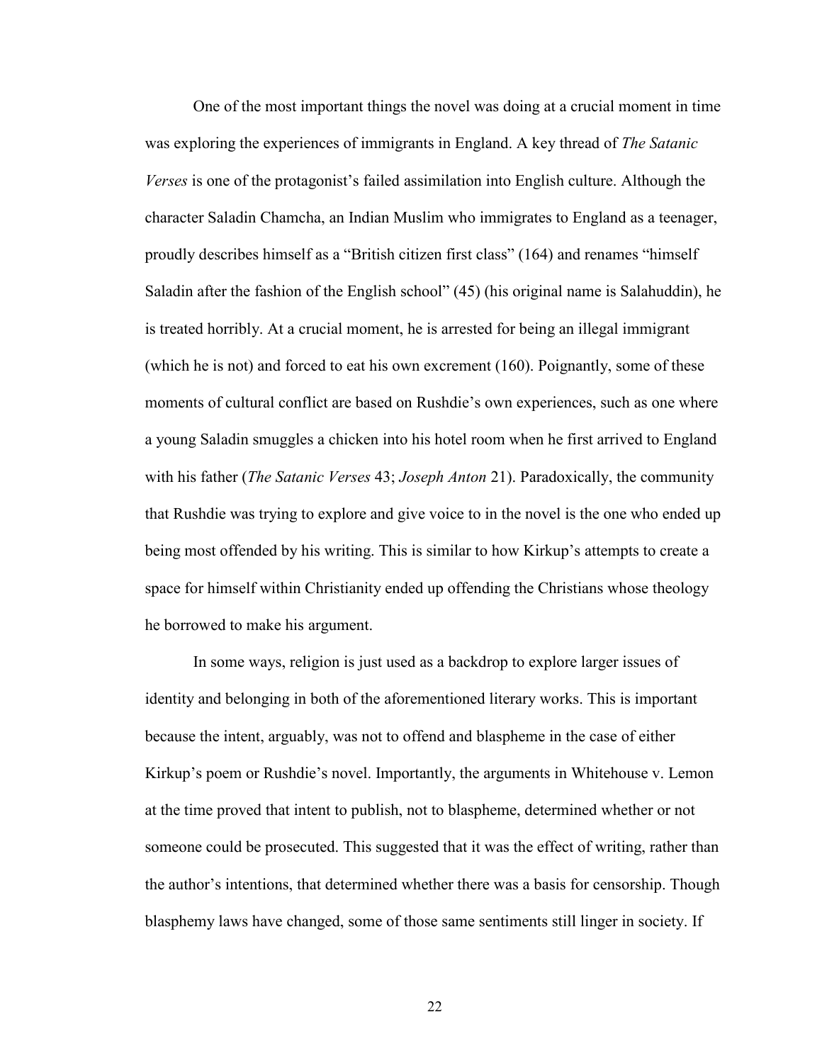One of the most important things the novel was doing at a crucial moment in time was exploring the experiences of immigrants in England. A key thread of *The Satanic Verses* is one of the protagonist's failed assimilation into English culture. Although the character Saladin Chamcha, an Indian Muslim who immigrates to England as a teenager, proudly describes himself as a "British citizen first class" (164) and renames "himself Saladin after the fashion of the English school" (45) (his original name is Salahuddin), he is treated horribly. At a crucial moment, he is arrested for being an illegal immigrant (which he is not) and forced to eat his own excrement (160). Poignantly, some of these moments of cultural conflict are based on Rushdie's own experiences, such as one where a young Saladin smuggles a chicken into his hotel room when he first arrived to England with his father (*The Satanic Verses* 43; *Joseph Anton* 21). Paradoxically, the community that Rushdie was trying to explore and give voice to in the novel is the one who ended up being most offended by his writing. This is similar to how Kirkup's attempts to create a space for himself within Christianity ended up offending the Christians whose theology he borrowed to make his argument.

In some ways, religion is just used as a backdrop to explore larger issues of identity and belonging in both of the aforementioned literary works. This is important because the intent, arguably, was not to offend and blaspheme in the case of either Kirkup's poem or Rushdie's novel. Importantly, the arguments in Whitehouse v. Lemon at the time proved that intent to publish, not to blaspheme, determined whether or not someone could be prosecuted. This suggested that it was the effect of writing, rather than the author's intentions, that determined whether there was a basis for censorship. Though blasphemy laws have changed, some of those same sentiments still linger in society. If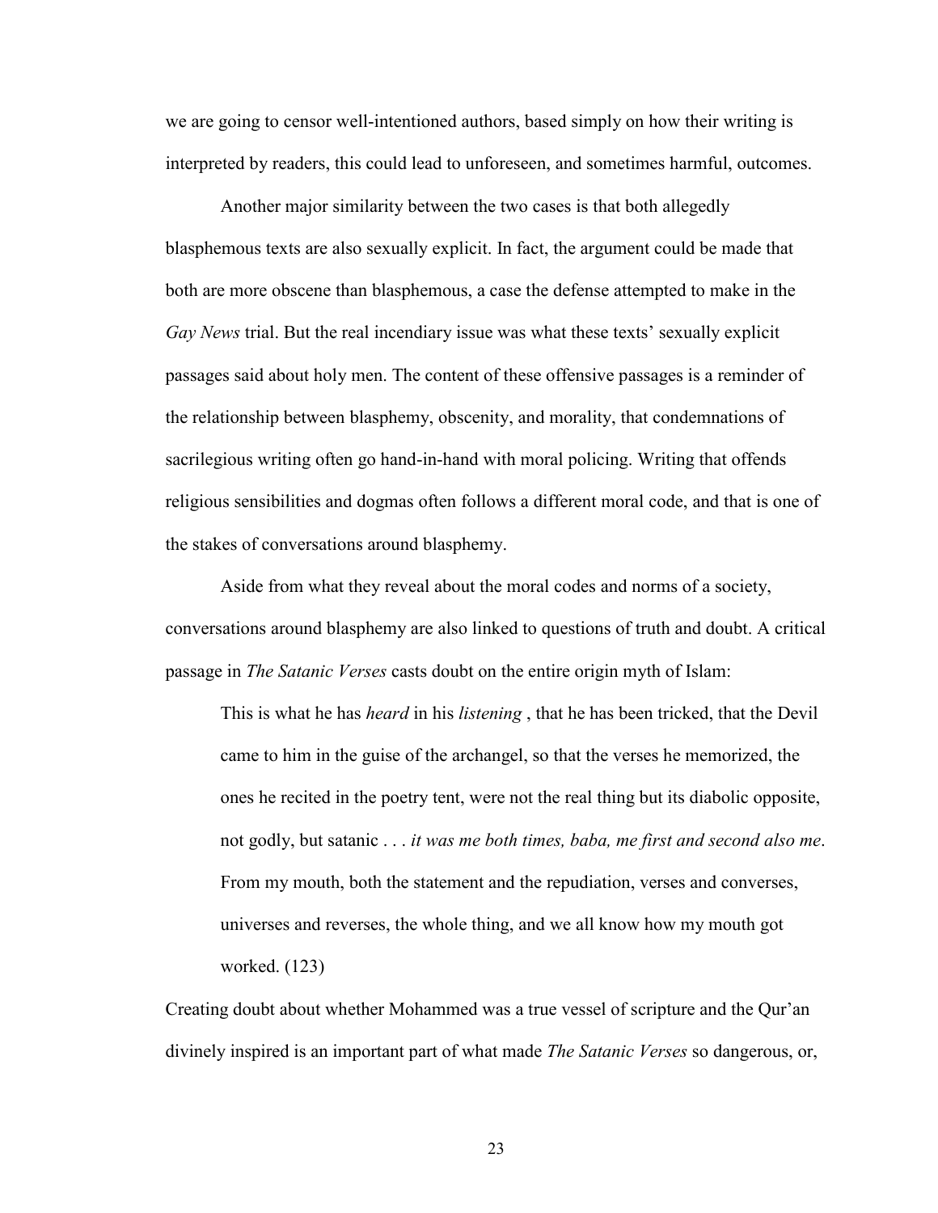we are going to censor well-intentioned authors, based simply on how their writing is interpreted by readers, this could lead to unforeseen, and sometimes harmful, outcomes.

Another major similarity between the two cases is that both allegedly blasphemous texts are also sexually explicit. In fact, the argument could be made that both are more obscene than blasphemous, a case the defense attempted to make in the *Gay News* trial. But the real incendiary issue was what these texts' sexually explicit passages said about holy men. The content of these offensive passages is a reminder of the relationship between blasphemy, obscenity, and morality, that condemnations of sacrilegious writing often go hand-in-hand with moral policing. Writing that offends religious sensibilities and dogmas often follows a different moral code, and that is one of the stakes of conversations around blasphemy.

Aside from what they reveal about the moral codes and norms of a society, conversations around blasphemy are also linked to questions of truth and doubt. A critical passage in *The Satanic Verses* casts doubt on the entire origin myth of Islam:

> This is what he has *heard* in his *listening* , that he has been tricked, that the Devil came to him in the guise of the archangel, so that the verses he memorized, the ones he recited in the poetry tent, were not the real thing but its diabolic opposite, not godly, but satanic . . . *it was me both times, baba, me first and second also me*. From my mouth, both the statement and the repudiation, verses and converses, universes and reverses, the whole thing, and we all know how my mouth got worked. (123)

Creating doubt about whether Mohammed was a true vessel of scripture and the Qur'an divinely inspired is an important part of what made *The Satanic Verses* so dangerous, or,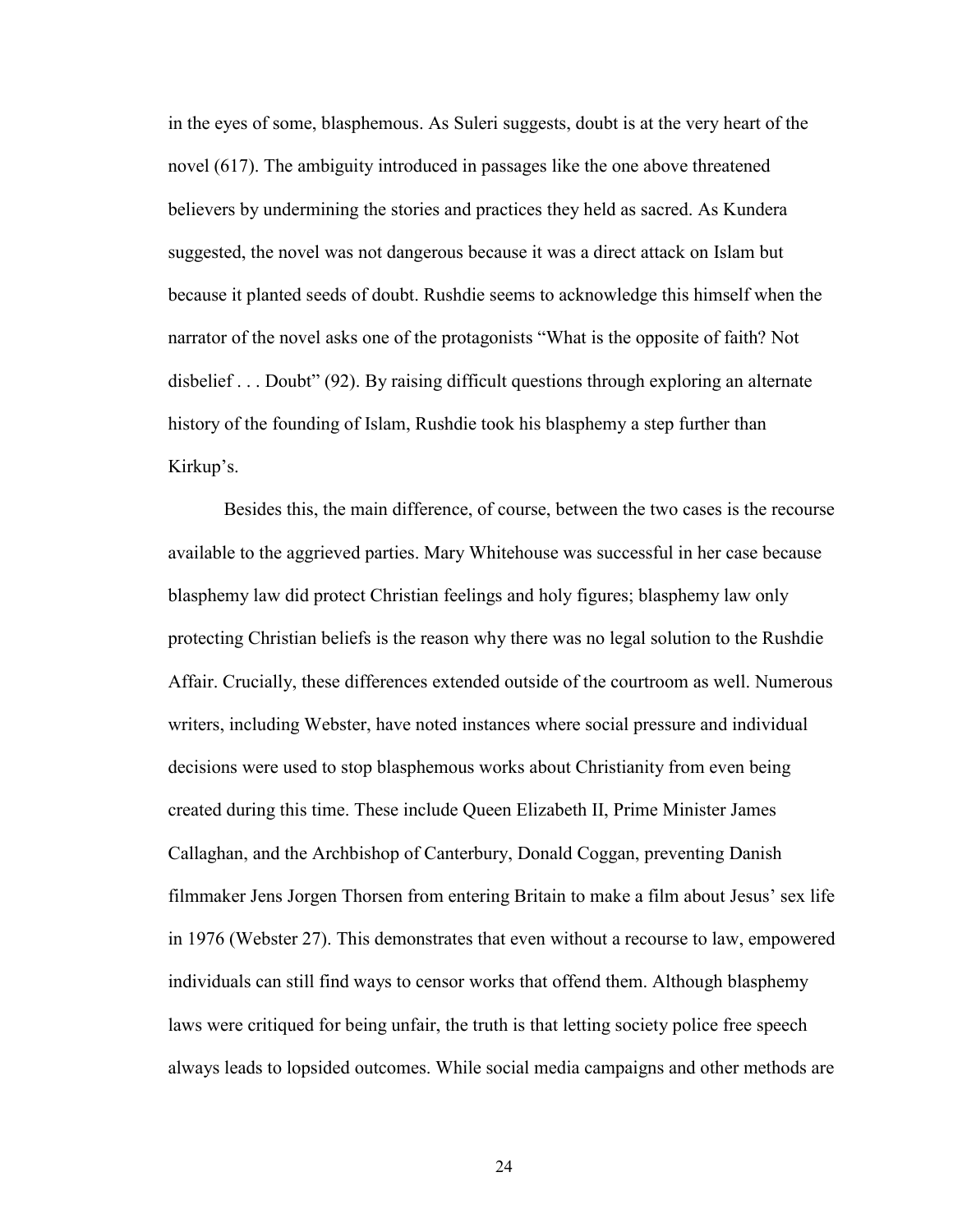in the eyes of some, blasphemous. As Suleri suggests, doubt is at the very heart of the novel (617). The ambiguity introduced in passages like the one above threatened believers by undermining the stories and practices they held as sacred. As Kundera suggested, the novel was not dangerous because it was a direct attack on Islam but because it planted seeds of doubt. Rushdie seems to acknowledge this himself when the narrator of the novel asks one of the protagonists "What is the opposite of faith? Not disbelief . . . Doubt" (92). By raising difficult questions through exploring an alternate history of the founding of Islam, Rushdie took his blasphemy a step further than Kirkup's.

Besides this, the main difference, of course, between the two cases is the recourse available to the aggrieved parties. Mary Whitehouse was successful in her case because blasphemy law did protect Christian feelings and holy figures; blasphemy law only protecting Christian beliefs is the reason why there was no legal solution to the Rushdie Affair. Crucially, these differences extended outside of the courtroom as well. Numerous writers, including Webster, have noted instances where social pressure and individual decisions were used to stop blasphemous works about Christianity from even being created during this time. These include Queen Elizabeth II, Prime Minister James Callaghan, and the Archbishop of Canterbury, Donald Coggan, preventing Danish filmmaker Jens Jorgen Thorsen from entering Britain to make a film about Jesus' sex life in 1976 (Webster 27). This demonstrates that even without a recourse to law, empowered individuals can still find ways to censor works that offend them. Although blasphemy laws were critiqued for being unfair, the truth is that letting society police free speech always leads to lopsided outcomes. While social media campaigns and other methods are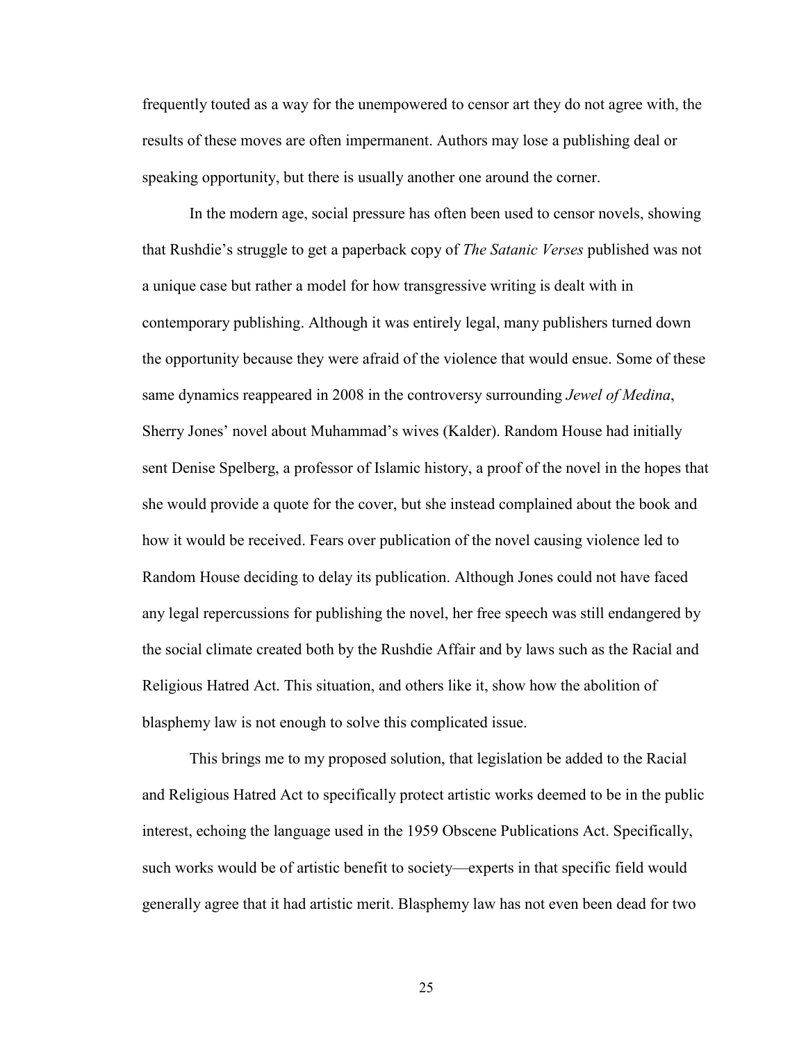frequently touted as a way for the unempowered to censor art they do not agree with, the results of these moves are often impermanent. Authors may lose a publishing deal or speaking opportunity, but there is usually another one around the corner.

In the modern age, social pressure has often been used to censor novels, showing that Rushdie's struggle to get a paperback copy of *The Satanic Verses* published was not a unique case but rather a model for how transgressive writing is dealt with in contemporary publishing. Although it was entirely legal, many publishers turned down the opportunity because they were afraid of the violence that would ensue. Some of these same dynamics reappeared in 2008 in the controversy surrounding *Jewel of Medina*, Sherry Jones' novel about Muhammad's wives (Kalder). Random House had initially sent Denise Spelberg, a professor of Islamic history, a proof of the novel in the hopes that she would provide a quote for the cover, but she instead complained about the book and how it would be received. Fears over publication of the novel causing violence led to Random House deciding to delay its publication. Although Jones could not have faced any legal repercussions for publishing the novel, her free speech was still endangered by the social climate created both by the Rushdie Affair and by laws such as the Racial and Religious Hatred Act. This situation, and others like it, show how the abolition of blasphemy law is not enough to solve this complicated issue.

This brings me to my proposed solution, that legislation be added to the Racial and Religious Hatred Act to specifically protect artistic works deemed to be in the public interest, echoing the language used in the 1959 Obscene Publications Act. Specifically, such works would be of artistic benefit to society—experts in that specific field would generally agree that it had artistic merit. Blasphemy law has not even been dead for two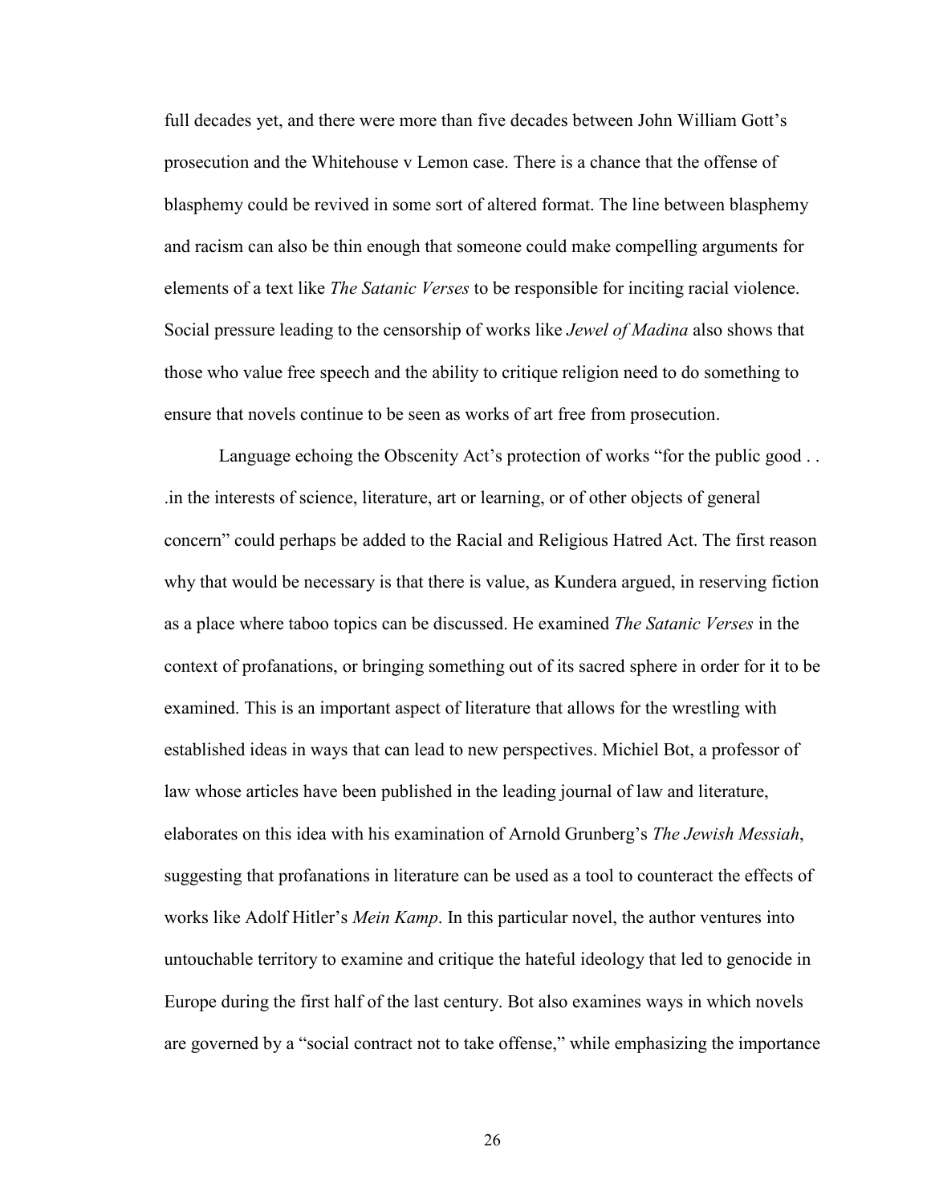full decades yet, and there were more than five decades between John William Gott's prosecution and the Whitehouse v Lemon case. There is a chance that the offense of blasphemy could be revived in some sort of altered format. The line between blasphemy and racism can also be thin enough that someone could make compelling arguments for elements of a text like *The Satanic Verses* to be responsible for inciting racial violence. Social pressure leading to the censorship of works like *Jewel of Madina* also shows that those who value free speech and the ability to critique religion need to do something to ensure that novels continue to be seen as works of art free from prosecution.

Language echoing the Obscenity Act's protection of works "for the public good . . .in the interests of science, literature, art or learning, or of other objects of general concern" could perhaps be added to the Racial and Religious Hatred Act. The first reason why that would be necessary is that there is value, as Kundera argued, in reserving fiction as a place where taboo topics can be discussed. He examined *The Satanic Verses* in the context of profanations, or bringing something out of its sacred sphere in order for it to be examined. This is an important aspect of literature that allows for the wrestling with established ideas in ways that can lead to new perspectives. Michiel Bot, a professor of law whose articles have been published in the leading journal of law and literature, elaborates on this idea with his examination of Arnold Grunberg's *The Jewish Messiah*, suggesting that profanations in literature can be used as a tool to counteract the effects of works like Adolf Hitler's *Mein Kamp*. In this particular novel, the author ventures into untouchable territory to examine and critique the hateful ideology that led to genocide in Europe during the first half of the last century. Bot also examines ways in which novels are governed by a "social contract not to take offense," while emphasizing the importance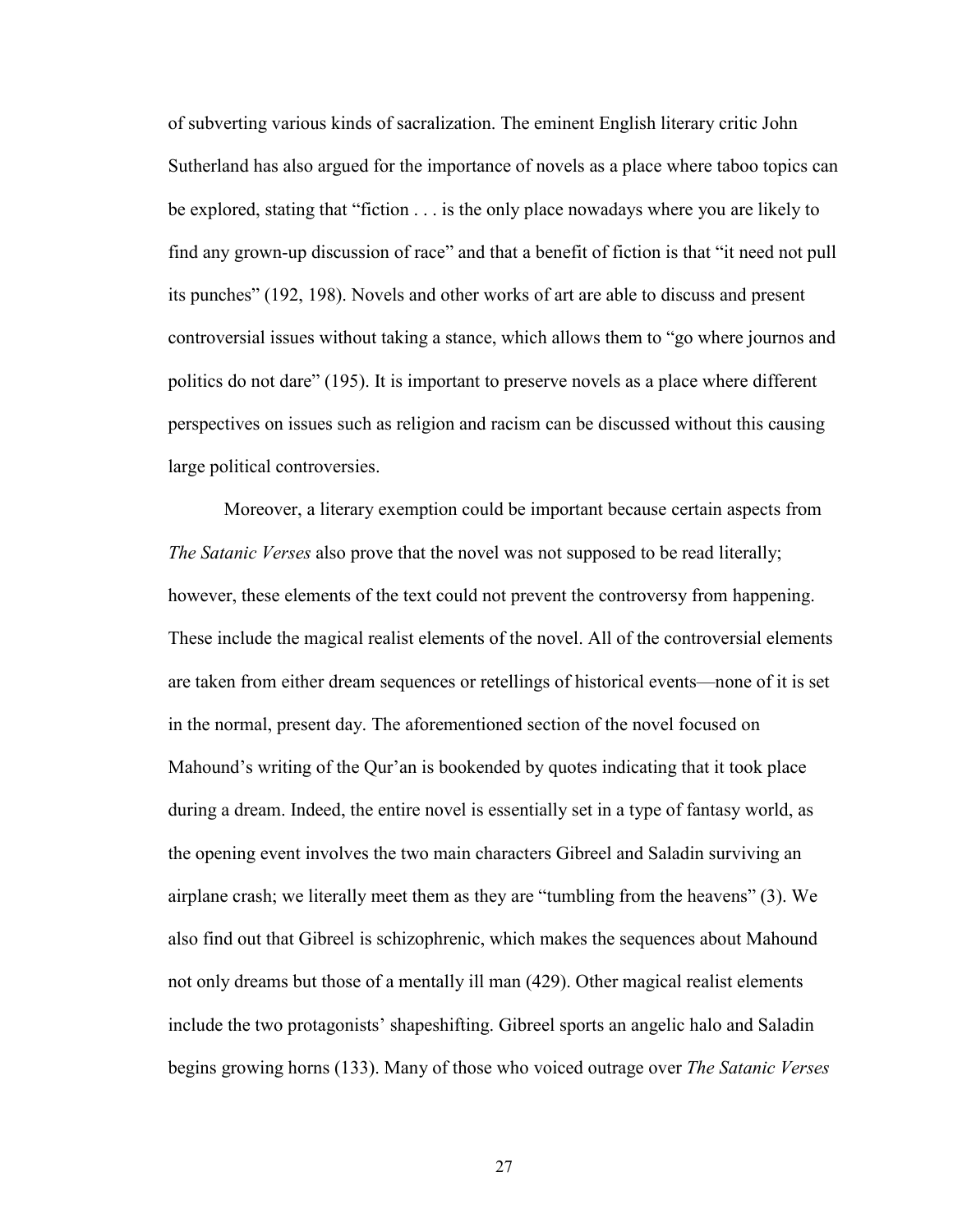of subverting various kinds of sacralization. The eminent English literary critic John Sutherland has also argued for the importance of novels as a place where taboo topics can be explored, stating that "fiction . . . is the only place nowadays where you are likely to find any grown-up discussion of race" and that a benefit of fiction is that "it need not pull its punches" (192, 198). Novels and other works of art are able to discuss and present controversial issues without taking a stance, which allows them to "go where journos and politics do not dare" (195). It is important to preserve novels as a place where different perspectives on issues such as religion and racism can be discussed without this causing large political controversies.

Moreover, a literary exemption could be important because certain aspects from *The Satanic Verses* also prove that the novel was not supposed to be read literally; however, these elements of the text could not prevent the controversy from happening. These include the magical realist elements of the novel. All of the controversial elements are taken from either dream sequences or retellings of historical events—none of it is set in the normal, present day. The aforementioned section of the novel focused on Mahound's writing of the Qur'an is bookended by quotes indicating that it took place during a dream. Indeed, the entire novel is essentially set in a type of fantasy world, as the opening event involves the two main characters Gibreel and Saladin surviving an airplane crash; we literally meet them as they are "tumbling from the heavens" (3). We also find out that Gibreel is schizophrenic, which makes the sequences about Mahound not only dreams but those of a mentally ill man (429). Other magical realist elements include the two protagonists' shapeshifting. Gibreel sports an angelic halo and Saladin begins growing horns (133). Many of those who voiced outrage over *The Satanic Verses*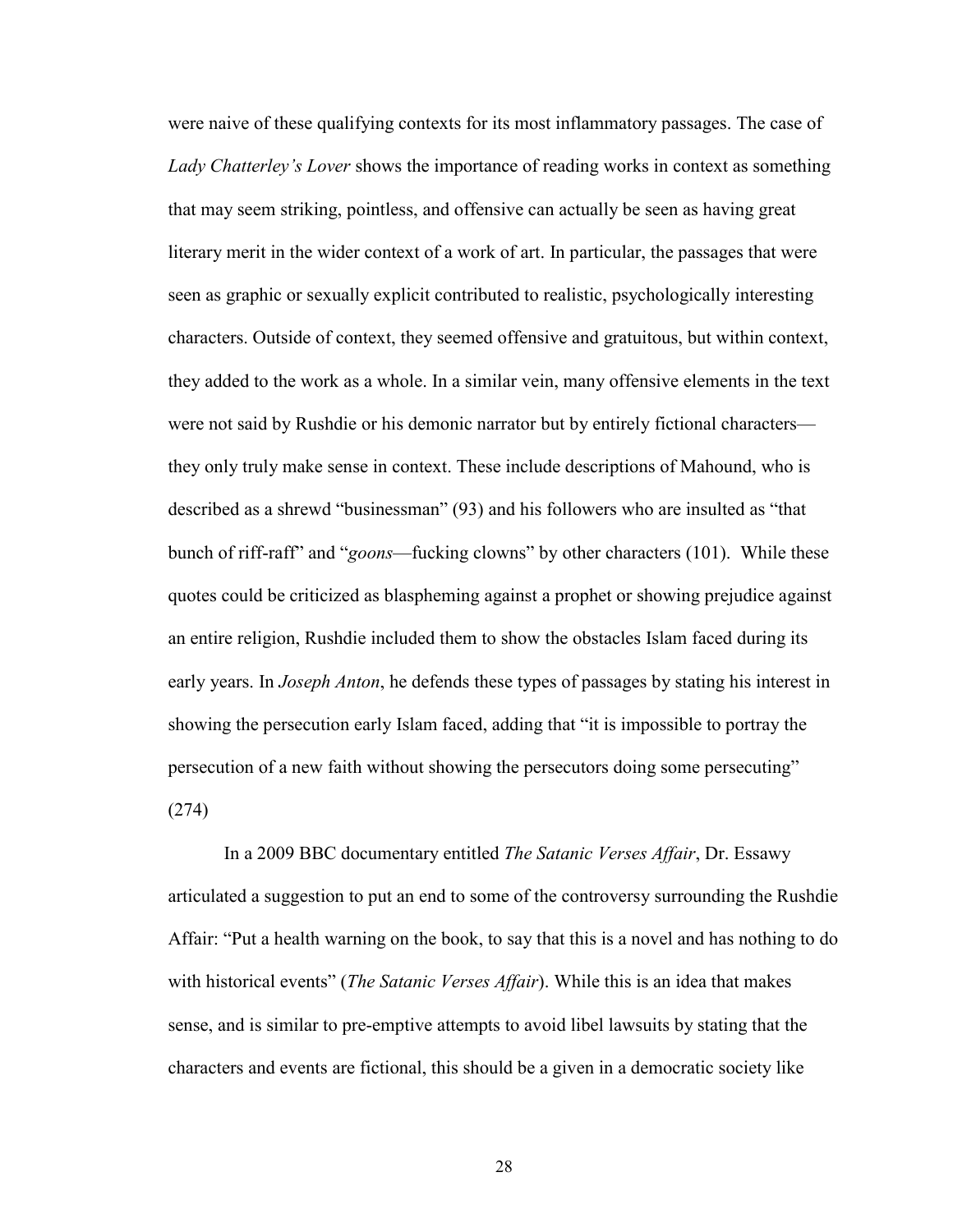were naive of these qualifying contexts for its most inflammatory passages. The case of *Lady Chatterley's Lover* shows the importance of reading works in context as something that may seem striking, pointless, and offensive can actually be seen as having great literary merit in the wider context of a work of art. In particular, the passages that were seen as graphic or sexually explicit contributed to realistic, psychologically interesting characters. Outside of context, they seemed offensive and gratuitous, but within context, they added to the work as a whole. In a similar vein, many offensive elements in the text were not said by Rushdie or his demonic narrator but by entirely fictional characters—they only truly make sense in context. These include descriptions of Mahound, who is described as a shrewd "businessman" (93) and his followers who are insulted as "that bunch of riff-raff" and "*goons*—fucking clowns" by other characters (101). While these quotes could be criticized as blaspheming against a prophet or showing prejudice against an entire religion, Rushdie included them to show the obstacles Islam faced during its early years. In *Joseph Anton*, he defends these types of passages by stating his interest in showing the persecution early Islam faced, adding that "it is impossible to portray the persecution of a new faith without showing the persecutors doing some persecuting" (274)

In a 2009 BBC documentary entitled *The Satanic Verses Affair*, Dr. Essawy articulated a suggestion to put an end to some of the controversy surrounding the Rushdie Affair: "Put a health warning on the book, to say that this is a novel and has nothing to do with historical events" (*The Satanic Verses Affair*). While this is an idea that makes sense, and is similar to pre-emptive attempts to avoid libel lawsuits by stating that the characters and events are fictional, this should be a given in a democratic society like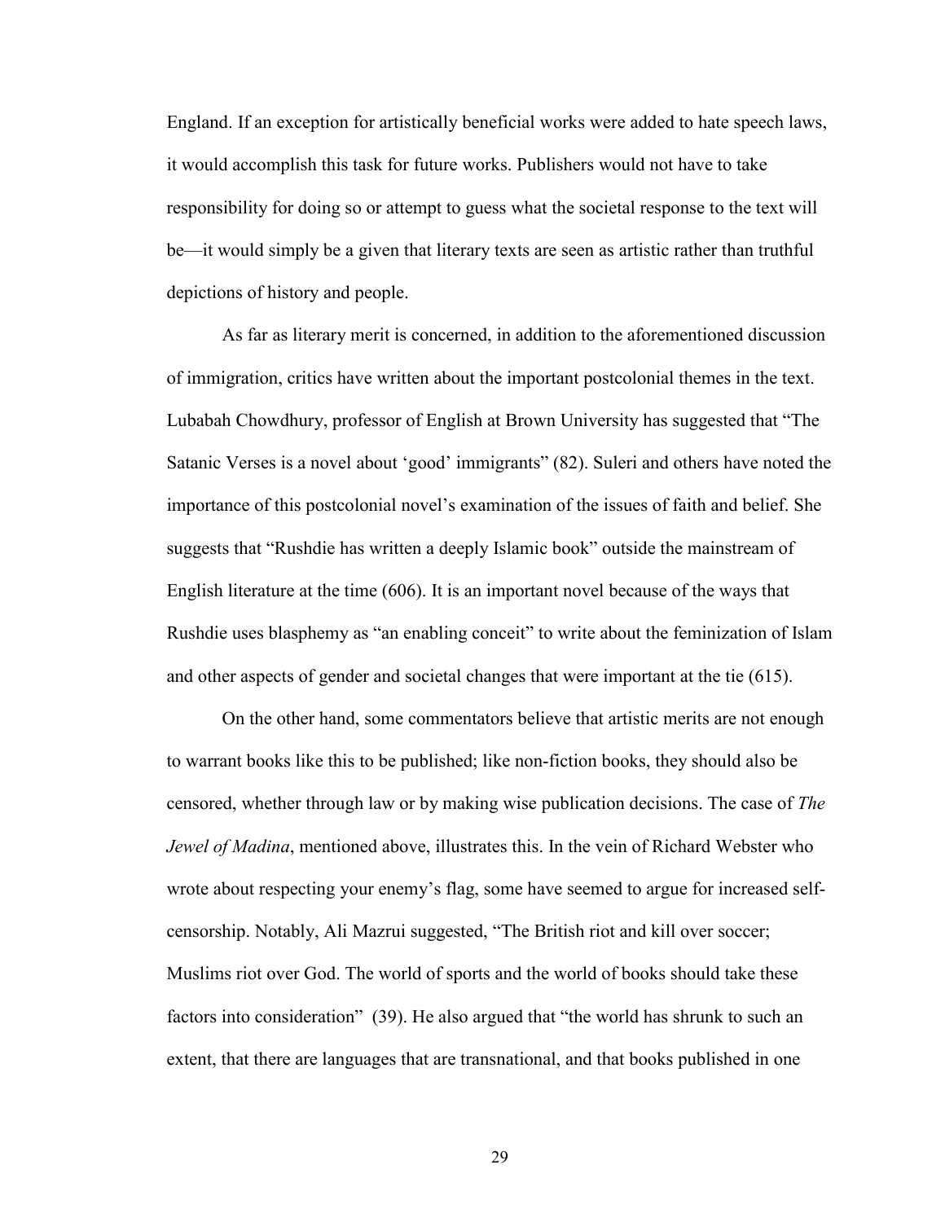England. If an exception for artistically beneficial works were added to hate speech laws, it would accomplish this task for future works. Publishers would not have to take responsibility for doing so or attempt to guess what the societal response to the text will be—it would simply be a given that literary texts are seen as artistic rather than truthful depictions of history and people.

As far as literary merit is concerned, in addition to the aforementioned discussion of immigration, critics have written about the important postcolonial themes in the text. Lubabah Chowdhury, professor of English at Brown University has suggested that "The Satanic Verses is a novel about 'good' immigrants" (82). Suleri and others have noted the importance of this postcolonial novel's examination of the issues of faith and belief. She suggests that "Rushdie has written a deeply Islamic book" outside the mainstream of English literature at the time (606). It is an important novel because of the ways that Rushdie uses blasphemy as "an enabling conceit" to write about the feminization of Islam and other aspects of gender and societal changes that were important at the tie (615).

On the other hand, some commentators believe that artistic merits are not enough to warrant books like this to be published; like non-fiction books, they should also be censored, whether through law or by making wise publication decisions. The case of *The Jewel of Madina*, mentioned above, illustrates this. In the vein of Richard Webster who wrote about respecting your enemy's flag, some have seemed to argue for increased self-censorship. Notably, Ali Mazrui suggested, "The British riot and kill over soccer; Muslims riot over God. The world of sports and the world of books should take these factors into consideration" (39). He also argued that "the world has shrunk to such an extent, that there are languages that are transnational, and that books published in one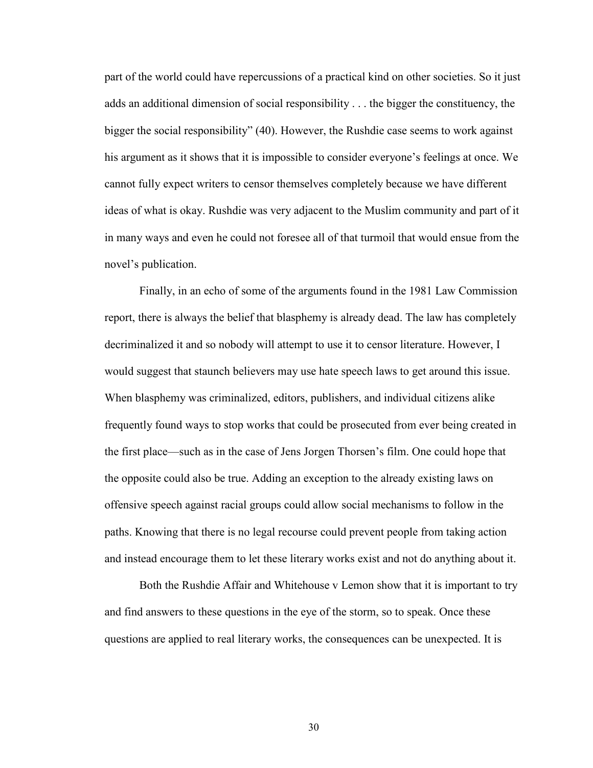part of the world could have repercussions of a practical kind on other societies. So it just adds an additional dimension of social responsibility . . . the bigger the constituency, the bigger the social responsibility" (40). However, the Rushdie case seems to work against his argument as it shows that it is impossible to consider everyone's feelings at once. We cannot fully expect writers to censor themselves completely because we have different ideas of what is okay. Rushdie was very adjacent to the Muslim community and part of it in many ways and even he could not foresee all of that turmoil that would ensue from the novel's publication.

Finally, in an echo of some of the arguments found in the 1981 Law Commission report, there is always the belief that blasphemy is already dead. The law has completely decriminalized it and so nobody will attempt to use it to censor literature. However, I would suggest that staunch believers may use hate speech laws to get around this issue. When blasphemy was criminalized, editors, publishers, and individual citizens alike frequently found ways to stop works that could be prosecuted from ever being created in the first place—such as in the case of Jens Jorgen Thorsen's film. One could hope that the opposite could also be true. Adding an exception to the already existing laws on offensive speech against racial groups could allow social mechanisms to follow in the paths. Knowing that there is no legal recourse could prevent people from taking action and instead encourage them to let these literary works exist and not do anything about it.

Both the Rushdie Affair and Whitehouse v Lemon show that it is important to try and find answers to these questions in the eye of the storm, so to speak. Once these questions are applied to real literary works, the consequences can be unexpected. It is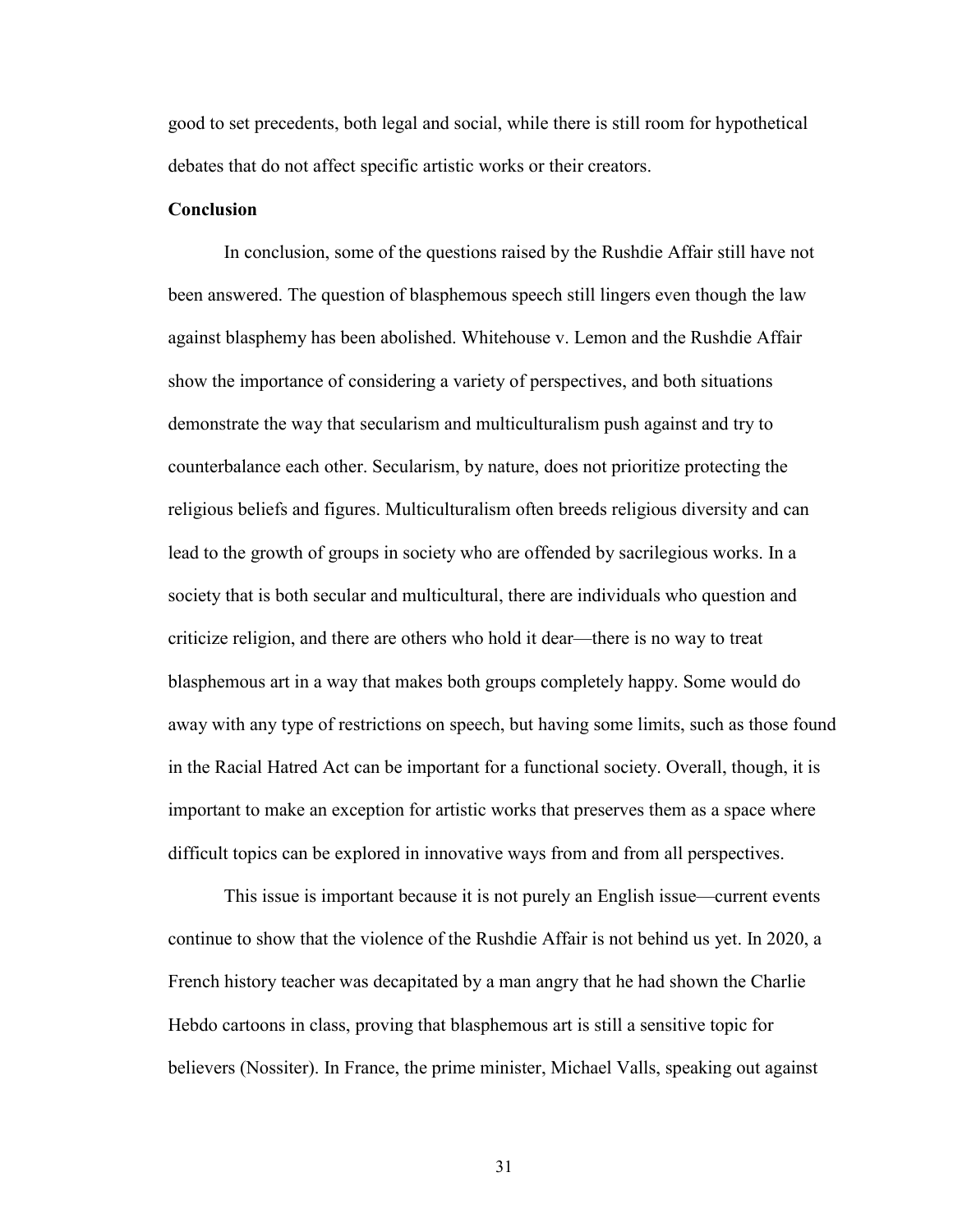good to set precedents, both legal and social, while there is still room for hypothetical debates that do not affect specific artistic works or their creators.

## Conclusion

In conclusion, some of the questions raised by the Rushdie Affair still have not been answered. The question of blasphemous speech still lingers even though the law against blasphemy has been abolished. Whitehouse v. Lemon and the Rushdie Affair show the importance of considering a variety of perspectives, and both situations demonstrate the way that secularism and multiculturalism push against and try to counterbalance each other. Secularism, by nature, does not prioritize protecting the religious beliefs and figures. Multiculturalism often breeds religious diversity and can lead to the growth of groups in society who are offended by sacrilegious works. In a society that is both secular and multicultural, there are individuals who question and criticize religion, and there are others who hold it dear—there is no way to treat blasphemous art in a way that makes both groups completely happy. Some would do away with any type of restrictions on speech, but having some limits, such as those found in the Racial Hatred Act can be important for a functional society. Overall, though, it is important to make an exception for artistic works that preserves them as a space where difficult topics can be explored in innovative ways from and from all perspectives.

This issue is important because it is not purely an English issue—current events continue to show that the violence of the Rushdie Affair is not behind us yet. In 2020, a French history teacher was decapitated by a man angry that he had shown the Charlie Hebdo cartoons in class, proving that blasphemous art is still a sensitive topic for believers (Nossiter). In France, the prime minister, Michael Valls, speaking out against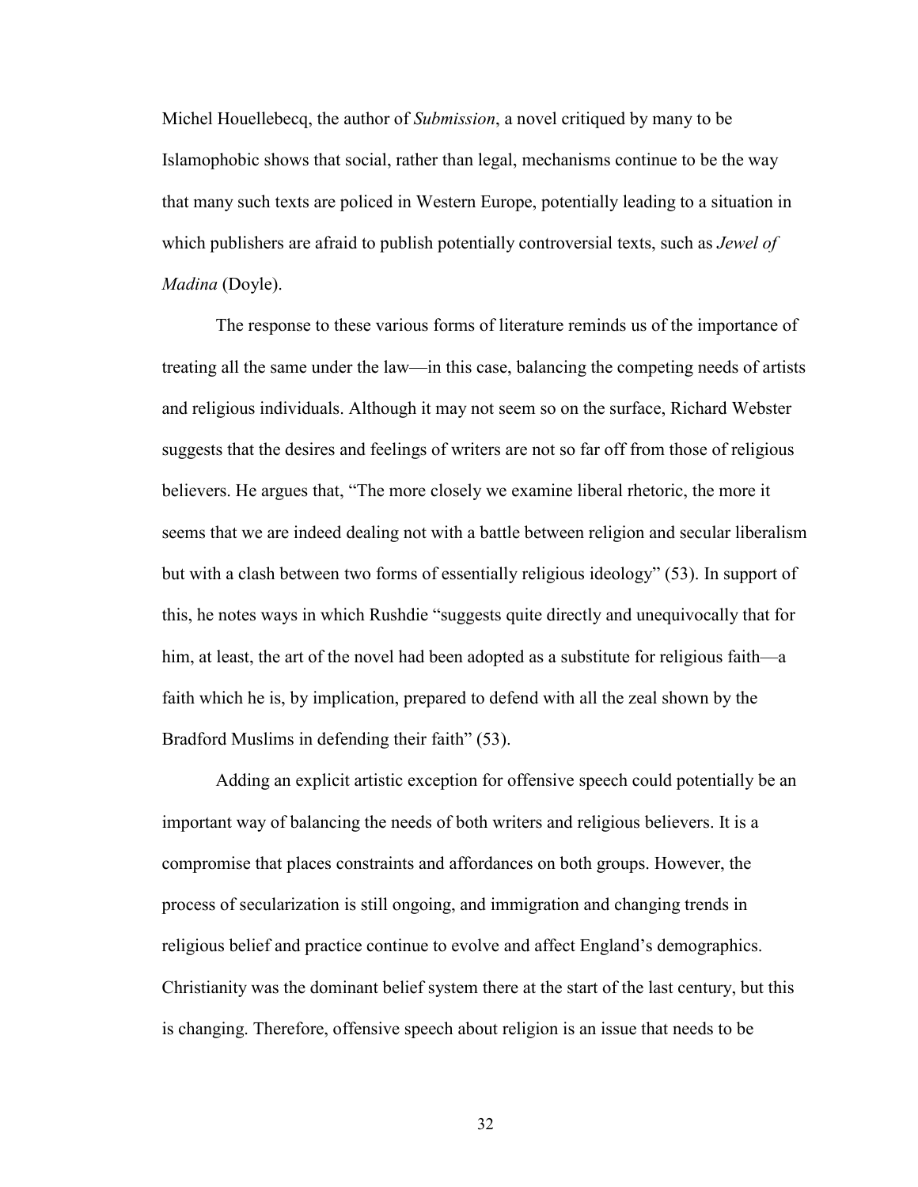Michel Houellebecq, the author of *Submission*, a novel critiqued by many to be Islamophobic shows that social, rather than legal, mechanisms continue to be the way that many such texts are policed in Western Europe, potentially leading to a situation in which publishers are afraid to publish potentially controversial texts, such as *Jewel of Madina* (Doyle).

The response to these various forms of literature reminds us of the importance of treating all the same under the law—in this case, balancing the competing needs of artists and religious individuals. Although it may not seem so on the surface, Richard Webster suggests that the desires and feelings of writers are not so far off from those of religious believers. He argues that, "The more closely we examine liberal rhetoric, the more it seems that we are indeed dealing not with a battle between religion and secular liberalism but with a clash between two forms of essentially religious ideology" (53). In support of this, he notes ways in which Rushdie "suggests quite directly and unequivocally that for him, at least, the art of the novel had been adopted as a substitute for religious faith—a faith which he is, by implication, prepared to defend with all the zeal shown by the Bradford Muslims in defending their faith" (53).

Adding an explicit artistic exception for offensive speech could potentially be an important way of balancing the needs of both writers and religious believers. It is a compromise that places constraints and affordances on both groups. However, the process of secularization is still ongoing, and immigration and changing trends in religious belief and practice continue to evolve and affect England's demographics. Christianity was the dominant belief system there at the start of the last century, but this is changing. Therefore, offensive speech about religion is an issue that needs to be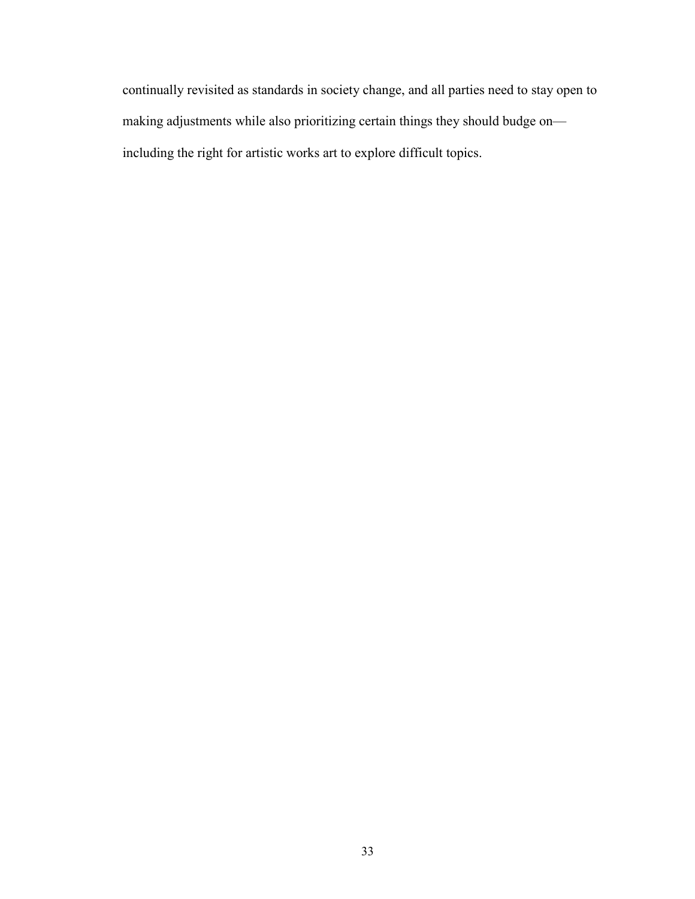continually revisited as standards in society change, and all parties need to stay open to making adjustments while also prioritizing certain things they should budge on—including the right for artistic works art to explore difficult topics.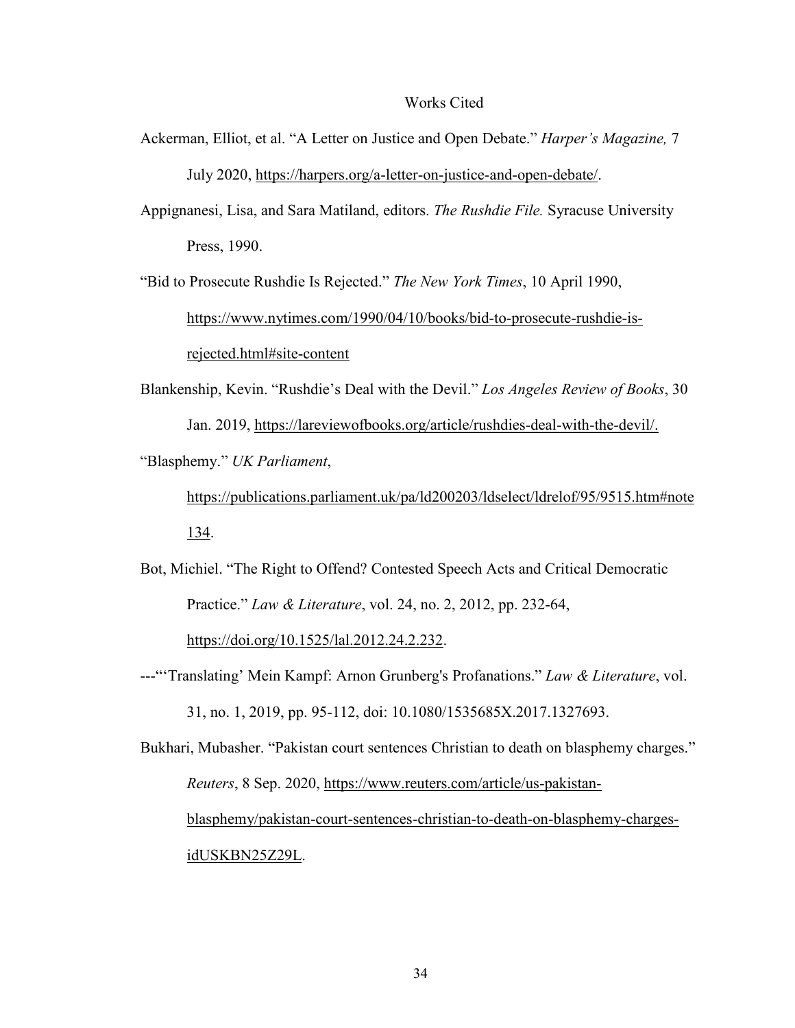# Works Cited

Ackerman, Elliot, et al. "A Letter on Justice and Open Debate." *Harper's Magazine,* 7 July 2020, https://harpers.org/a-letter-on-justice-and-open-debate/.

Appignanesi, Lisa, and Sara Matiland, editors. *The Rushdie File.* Syracuse University Press, 1990.

"Bid to Prosecute Rushdie Is Rejected." *The New York Times*, 10 April 1990, https://www.nytimes.com/1990/04/10/books/bid-to-prosecute-rushdie-is-rejected.html#site-content

Blankenship, Kevin. "Rushdie's Deal with the Devil." *Los Angeles Review of Books*, 30 Jan. 2019, https://lareviewofbooks.org/article/rushdies-deal-with-the-devil/.

"Blasphemy." *UK Parliament*, https://publications.parliament.uk/pa/ld200203/ldselect/ldrelof/95/9515.htm#note134.

Bot, Michiel. "The Right to Offend? Contested Speech Acts and Critical Democratic Practice." *Law & Literature*, vol. 24, no. 2, 2012, pp. 232-64, https://doi.org/10.1525/lal.2012.24.2.232.

---"'Translating' Mein Kampf: Arnon Grunberg's Profanations." *Law & Literature*, vol. 31, no. 1, 2019, pp. 95-112, doi: 10.1080/1535685X.2017.1327693.

Bukhari, Mubasher. "Pakistan court sentences Christian to death on blasphemy charges." *Reuters*, 8 Sep. 2020, https://www.reuters.com/article/us-pakistan-blasphemy/pakistan-court-sentences-christian-to-death-on-blasphemy-charges-idUSKBN25Z29L.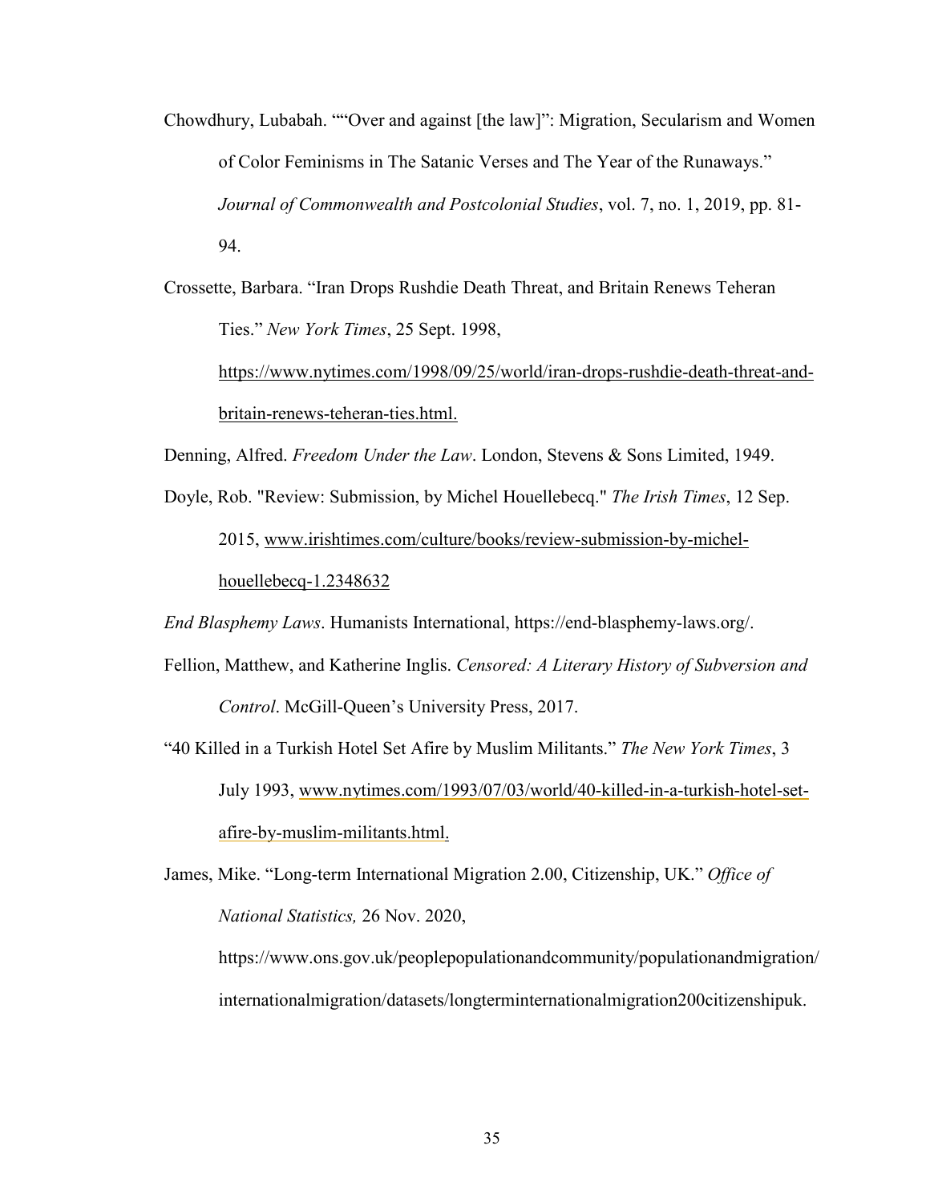Chowdhury, Lubabah. ""Over and against [the law]": Migration, Secularism and Women of Color Feminisms in The Satanic Verses and The Year of the Runaways." *Journal of Commonwealth and Postcolonial Studies*, vol. 7, no. 1, 2019, pp. 81-94.

Crossette, Barbara. "Iran Drops Rushdie Death Threat, and Britain Renews Teheran Ties." *New York Times*, 25 Sept. 1998, https://www.nytimes.com/1998/09/25/world/iran-drops-rushdie-death-threat-and-britain-renews-teheran-ties.html.

Denning, Alfred. *Freedom Under the Law*. London, Stevens & Sons Limited, 1949.

Doyle, Rob. "Review: Submission, by Michel Houellebecq." *The Irish Times*, 12 Sep. 2015, www.irishtimes.com/culture/books/review-submission-by-michel-houellebecq-1.2348632

*End Blasphemy Laws*. Humanists International, https://end-blasphemy-laws.org/.

Fellion, Matthew, and Katherine Inglis. *Censored: A Literary History of Subversion and Control*. McGill-Queen's University Press, 2017.

"40 Killed in a Turkish Hotel Set Afire by Muslim Militants." *The New York Times*, 3 July 1993, www.nytimes.com/1993/07/03/world/40-killed-in-a-turkish-hotel-set-afire-by-muslim-militants.html.

James, Mike. "Long-term International Migration 2.00, Citizenship, UK." *Office of National Statistics,* 26 Nov. 2020, https://www.ons.gov.uk/peoplepopulationandcommunity/populationandmigration/internationalmigration/datasets/longterminternationalmigration200citizenshipuk.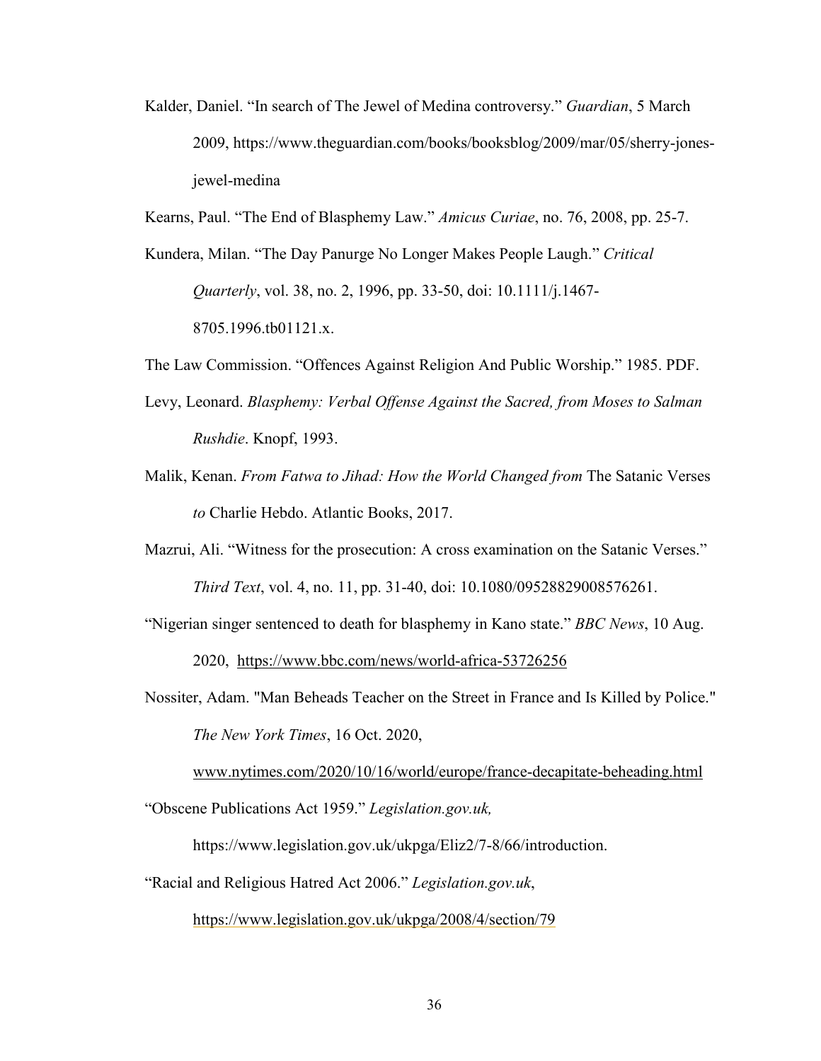Kalder, Daniel. "In search of The Jewel of Medina controversy." *Guardian*, 5 March 2009, https://www.theguardian.com/books/booksblog/2009/mar/05/sherry-jones-jewel-medina

Kearns, Paul. "The End of Blasphemy Law." *Amicus Curiae*, no. 76, 2008, pp. 25-7.

Kundera, Milan. "The Day Panurge No Longer Makes People Laugh." *Critical Quarterly*, vol. 38, no. 2, 1996, pp. 33-50, doi: 10.1111/j.1467-8705.1996.tb01121.x.

The Law Commission. "Offences Against Religion And Public Worship." 1985. PDF.

Levy, Leonard. *Blasphemy: Verbal Offense Against the Sacred, from Moses to Salman Rushdie*. Knopf, 1993.

Malik, Kenan. *From Fatwa to Jihad: How the World Changed from* The Satanic Verses *to* Charlie Hebdo. Atlantic Books, 2017.

Mazrui, Ali. "Witness for the prosecution: A cross examination on the Satanic Verses." *Third Text*, vol. 4, no. 11, pp. 31-40, doi: 10.1080/09528829008576261.

"Nigerian singer sentenced to death for blasphemy in Kano state." *BBC News*, 10 Aug. 2020, https://www.bbc.com/news/world-africa-53726256

Nossiter, Adam. "Man Beheads Teacher on the Street in France and Is Killed by Police." *The New York Times*, 16 Oct. 2020, www.nytimes.com/2020/10/16/world/europe/france-decapitate-beheading.html

"Obscene Publications Act 1959." *Legislation.gov.uk,* https://www.legislation.gov.uk/ukpga/Eliz2/7-8/66/introduction.

"Racial and Religious Hatred Act 2006." *Legislation.gov.uk*, https://www.legislation.gov.uk/ukpga/2008/4/section/79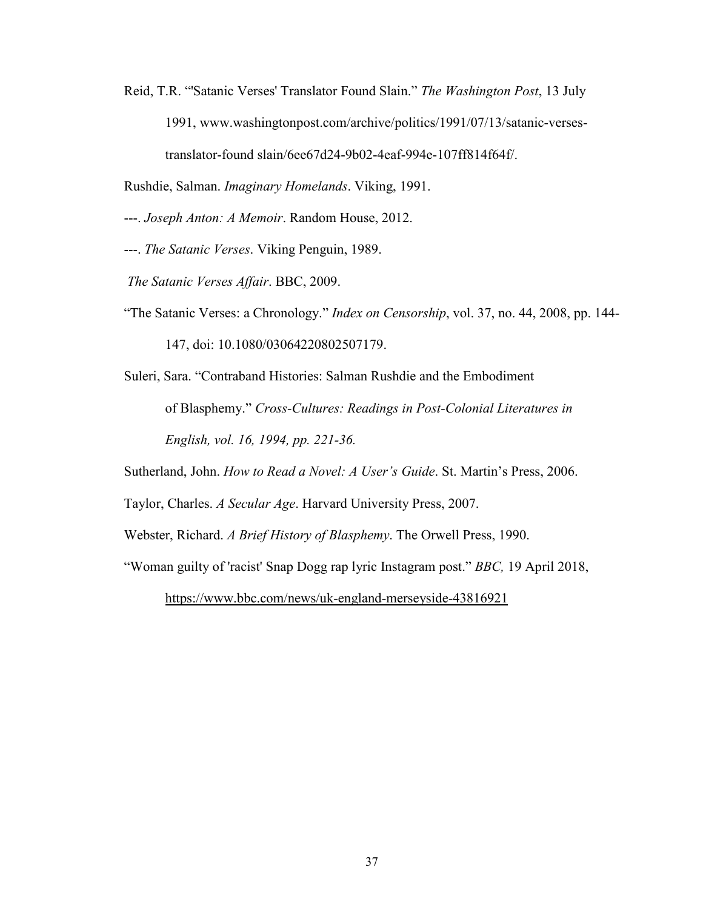Reid, T.R. "'Satanic Verses' Translator Found Slain." *The Washington Post*, 13 July 1991, www.washingtonpost.com/archive/politics/1991/07/13/satanic-verses-translator-found slain/6ee67d24-9b02-4eaf-994e-107ff814f64f/.

Rushdie, Salman. *Imaginary Homelands*. Viking, 1991.

---. *Joseph Anton: A Memoir*. Random House, 2012.

---. *The Satanic Verses*. Viking Penguin, 1989.

*The Satanic Verses Affair*. BBC, 2009.

"The Satanic Verses: a Chronology." *Index on Censorship*, vol. 37, no. 44, 2008, pp. 144-147, doi: 10.1080/03064220802507179.

Suleri, Sara. "Contraband Histories: Salman Rushdie and the Embodiment of Blasphemy." *Cross-Cultures: Readings in Post-Colonial Literatures in English, vol. 16, 1994, pp. 221-36.*

Sutherland, John. *How to Read a Novel: A User's Guide*. St. Martin's Press, 2006.

Taylor, Charles. *A Secular Age*. Harvard University Press, 2007.

Webster, Richard. *A Brief History of Blasphemy*. The Orwell Press, 1990.

"Woman guilty of 'racist' Snap Dogg rap lyric Instagram post." *BBC,* 19 April 2018, https://www.bbc.com/news/uk-england-merseyside-43816921